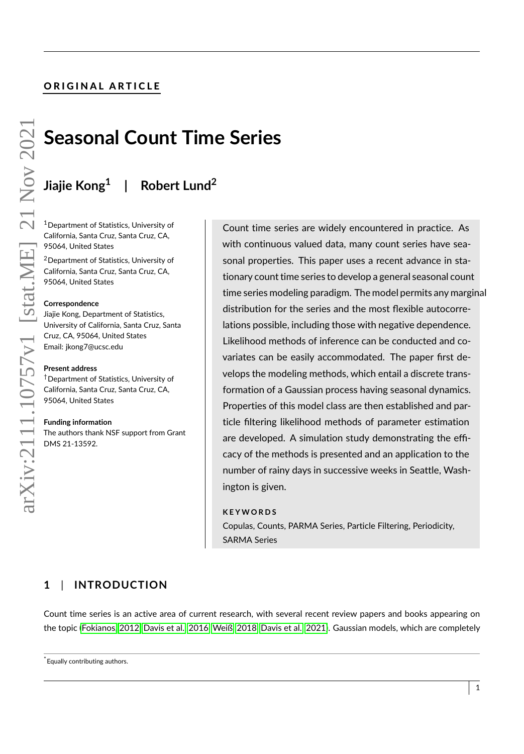**ORIGINAL ARTICLE**

# Seasonal Count Time Series

**Jiajie Kong[1] | Robert Lund[2]**

[1]Department of Statistics, University of California, Santa Cruz, Santa Cruz, CA, 95064, United States

[2]Department of Statistics, University of California, Santa Cruz, Santa Cruz, CA, 95064, United States

**Correspondence**
Jiajie Kong, Department of Statistics, University of California, Santa Cruz, Santa Cruz, CA, 95064, United States
Email: jkong7@ucsc.edu

**Present address**
[†]Department of Statistics, University of California, Santa Cruz, Santa Cruz, CA, 95064, United States

**Funding information**
The authors thank NSF support from Grant DMS 21-13592.

Count time series are widely encountered in practice. As with continuous valued data, many count series have seasonal properties. This paper uses a recent advance in stationary count time series to develop a general seasonal count time series modeling paradigm. The model permits any marginal distribution for the series and the most flexible autocorrelations possible, including those with negative dependence. Likelihood methods of inference can be conducted and covariates can be easily accommodated. The paper first develops the modeling methods, which entail a discrete transformation of a Gaussian process having seasonal dynamics. Properties of this model class are then established and particle filtering likelihood methods of parameter estimation are developed. A simulation study demonstrating the efficacy of the methods is presented and an application to the number of rainy days in successive weeks in Seattle, Washington is given.

**KEYWORDS**

Copulas, Counts, PARMA Series, Particle Filtering, Periodicity, SARMA Series

## 1 | INTRODUCTION

Count time series is an active area of current research, with several recent review papers and books appearing on the topic (Fokianos, 2012; Davis et al., 2016; Weiß, 2018; Davis et al., 2021). Gaussian models, which are completely

[*]Equally contributing authors.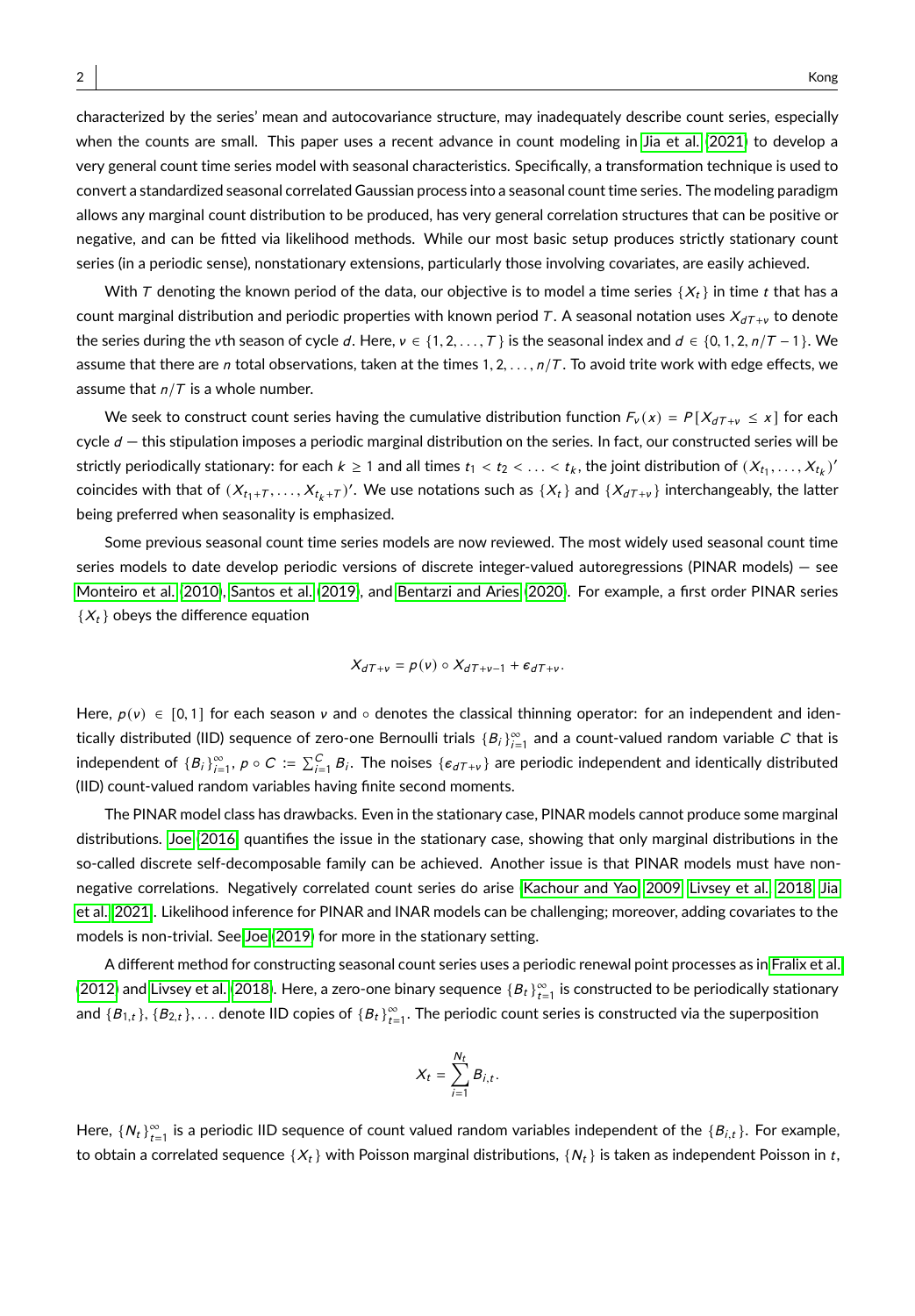characterized by the series' mean and autocovariance structure, may inadequately describe count series, especially when the counts are small. This paper uses a recent advance in count modeling in Jia et al. (2021) to develop a very general count time series model with seasonal characteristics. Specifically, a transformation technique is used to convert a standardized seasonal correlated Gaussian process into a seasonal count time series. The modeling paradigm allows any marginal count distribution to be produced, has very general correlation structures that can be positive or negative, and can be fitted via likelihood methods. While our most basic setup produces strictly stationary count series (in a periodic sense), nonstationary extensions, particularly those involving covariates, are easily achieved.

With $T$ denoting the known period of the data, our objective is to model a time series $\{X_t\}$ in time $t$ that has a count marginal distribution and periodic properties with known period $T$. A seasonal notation uses $X_{dT+\nu}$ to denote the series during the $\nu$th season of cycle $d$. Here, $\nu \in \{1, 2, \ldots, T\}$ is the seasonal index and $d \in \{0, 1, 2, n/T - 1\}$. We assume that there are $n$ total observations, taken at the times $1, 2, \ldots, n/T$. To avoid trite work with edge effects, we assume that $n/T$ is a whole number.

We seek to construct count series having the cumulative distribution function $F_\nu(x) = P[X_{dT+\nu} \leq x]$ for each cycle $d$ — this stipulation imposes a periodic marginal distribution on the series. In fact, our constructed series will be strictly periodically stationary: for each $k \geq 1$ and all times $t_1 < t_2 < \ldots < t_k$, the joint distribution of $(X_{t_1}, \ldots, X_{t_k})'$ coincides with that of $(X_{t_1+T}, \ldots, X_{t_k+T})'$. We use notations such as $\{X_t\}$ and $\{X_{dT+\nu}\}$ interchangeably, the latter being preferred when seasonality is emphasized.

Some previous seasonal count time series models are now reviewed. The most widely used seasonal count time series models to date develop periodic versions of discrete integer-valued autoregressions (PINAR models) — see Monteiro et al. (2010), Santos et al. (2019), and Bentarzi and Aries (2020). For example, a first order PINAR series $\{X_t\}$ obeys the difference equation

$$X_{dT+\nu} = p(\nu) \circ X_{dT+\nu-1} + \epsilon_{dT+\nu}.$$

Here, $p(\nu) \in [0, 1]$ for each season $\nu$ and $\circ$ denotes the classical thinning operator: for an independent and identically distributed (IID) sequence of zero-one Bernoulli trials $\{B_i\}_{i=1}^{\infty}$ and a count-valued random variable $C$ that is independent of $\{B_i\}_{i=1}^{\infty}$, $p \circ C := \sum_{i=1}^{C} B_i$. The noises $\{\epsilon_{dT+\nu}\}$ are periodic independent and identically distributed (IID) count-valued random variables having finite second moments.

The PINAR model class has drawbacks. Even in the stationary case, PINAR models cannot produce some marginal distributions. Joe (2016) quantifies the issue in the stationary case, showing that only marginal distributions in the so-called discrete self-decomposable family can be achieved. Another issue is that PINAR models must have non-negative correlations. Negatively correlated count series do arise (Kachour and Yao, 2009; Livsey et al., 2018; Jia et al., 2021). Likelihood inference for PINAR and INAR models can be challenging; moreover, adding covariates to the models is non-trivial. See Joe (2019) for more in the stationary setting.

A different method for constructing seasonal count series uses a periodic renewal point processes as in Fralix et al. (2012) and Livsey et al. (2018). Here, a zero-one binary sequence $\{B_t\}_{t=1}^{\infty}$ is constructed to be periodically stationary and $\{B_{1,t}\}, \{B_{2,t}\}, \ldots$ denote IID copies of $\{B_t\}_{t=1}^{\infty}$. The periodic count series is constructed via the superposition

$$X_t = \sum_{i=1}^{N_t} B_{i,t}.$$

Here, $\{N_t\}_{t=1}^{\infty}$ is a periodic IID sequence of count valued random variables independent of the $\{B_{i,t}\}$. For example, to obtain a correlated sequence $\{X_t\}$ with Poisson marginal distributions, $\{N_t\}$ is taken as independent Poisson in $t$,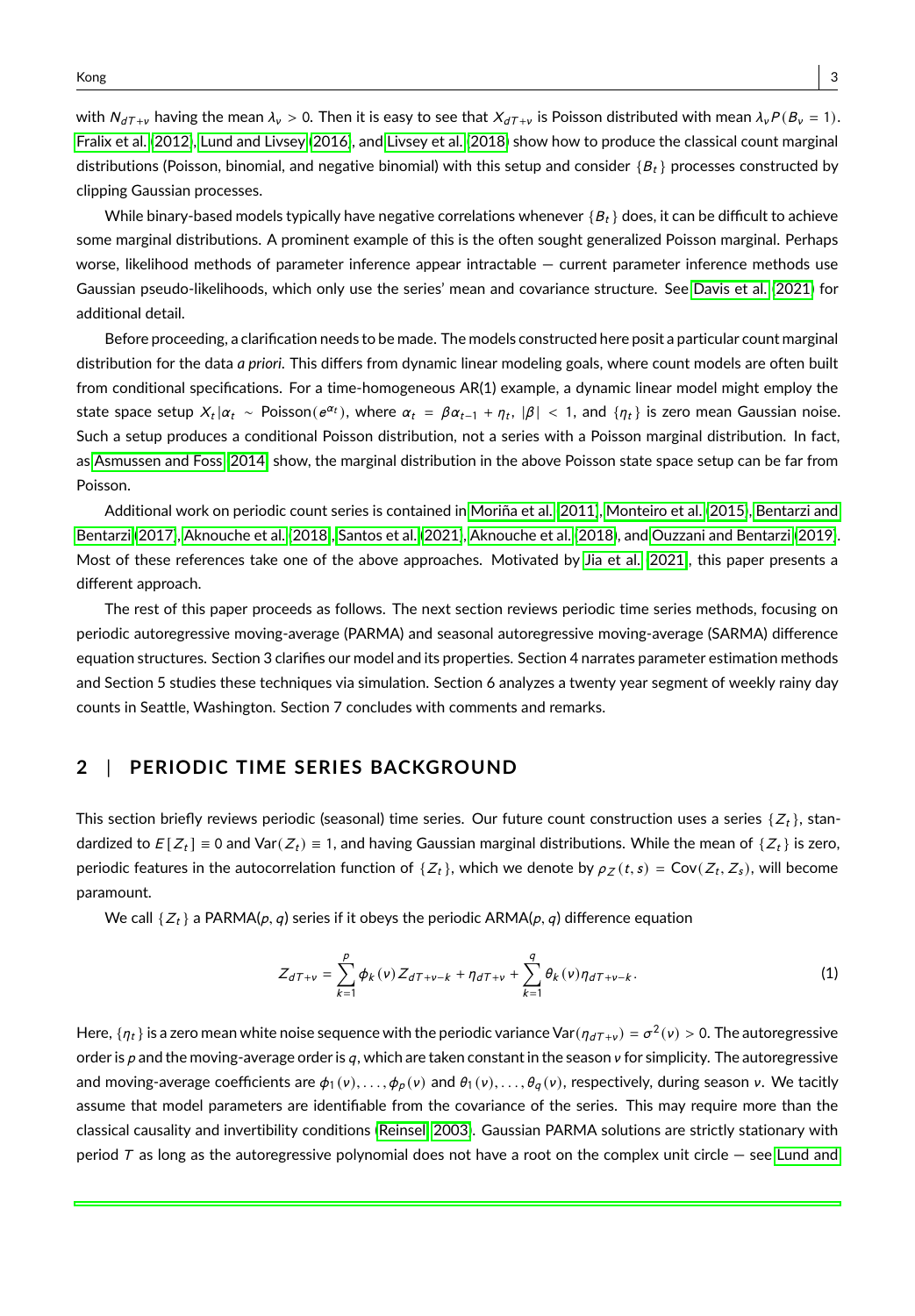with $N_{dT+\nu}$ having the mean $\lambda_\nu > 0$. Then it is easy to see that $X_{dT+\nu}$ is Poisson distributed with mean $\lambda_\nu P(B_\nu = 1)$. Fralix et al. (2012), Lund and Livsey (2016), and Livsey et al. (2018) show how to produce the classical count marginal distributions (Poisson, binomial, and negative binomial) with this setup and consider $\{B_t\}$ processes constructed by clipping Gaussian processes.

While binary-based models typically have negative correlations whenever $\{B_t\}$ does, it can be difficult to achieve some marginal distributions. A prominent example of this is the often sought generalized Poisson marginal. Perhaps worse, likelihood methods of parameter inference appear intractable — current parameter inference methods use Gaussian pseudo-likelihoods, which only use the series' mean and covariance structure. See Davis et al. (2021) for additional detail.

Before proceeding, a clarification needs to be made. The models constructed here posit a particular count marginal distribution for the data *a priori*. This differs from dynamic linear modeling goals, where count models are often built from conditional specifications. For a time-homogeneous AR(1) example, a dynamic linear model might employ the state space setup $X_t|\alpha_t \sim \text{Poisson}(e^{\alpha_t})$, where $\alpha_t = \beta\alpha_{t-1} + \eta_t$, $|\beta| < 1$, and $\{\eta_t\}$ is zero mean Gaussian noise. Such a setup produces a conditional Poisson distribution, not a series with a Poisson marginal distribution. In fact, as Asmussen and Foss (2014) show, the marginal distribution in the above Poisson state space setup can be far from Poisson.

Additional work on periodic count series is contained in Moriña et al. (2011), Monteiro et al. (2015), Bentarzi and Bentarzi (2017), Aknouche et al. (2018), Santos et al. (2021), Aknouche et al. (2018), and Ouzzani and Bentarzi (2019). Most of these references take one of the above approaches. Motivated by Jia et al. (2021), this paper presents a different approach.

The rest of this paper proceeds as follows. The next section reviews periodic time series methods, focusing on periodic autoregressive moving-average (PARMA) and seasonal autoregressive moving-average (SARMA) difference equation structures. Section 3 clarifies our model and its properties. Section 4 narrates parameter estimation methods and Section 5 studies these techniques via simulation. Section 6 analyzes a twenty year segment of weekly rainy day counts in Seattle, Washington. Section 7 concludes with comments and remarks.

## 2 | PERIODIC TIME SERIES BACKGROUND

This section briefly reviews periodic (seasonal) time series. Our future count construction uses a series $\{Z_t\}$, standardized to $E[Z_t] \equiv 0$ and $\text{Var}(Z_t) \equiv 1$, and having Gaussian marginal distributions. While the mean of $\{Z_t\}$ is zero, periodic features in the autocorrelation function of $\{Z_t\}$, which we denote by $\rho_Z(t,s) = \text{Cov}(Z_t, Z_s)$, will become paramount.

We call $\{Z_t\}$ a PARMA($p, q$) series if it obeys the periodic ARMA($p, q$) difference equation

$$Z_{dT+\nu} = \sum_{k=1}^{p} \phi_k(\nu) Z_{dT+\nu-k} + \eta_{dT+\nu} + \sum_{k=1}^{q} \theta_k(\nu) \eta_{dT+\nu-k}. \tag{1}$$

Here, $\{\eta_t\}$ is a zero mean white noise sequence with the periodic variance $\text{Var}(\eta_{dT+\nu}) = \sigma^2(\nu) > 0$. The autoregressive order is $p$ and the moving-average order is $q$, which are taken constant in the season $\nu$ for simplicity. The autoregressive and moving-average coefficients are $\phi_1(\nu), \ldots, \phi_p(\nu)$ and $\theta_1(\nu), \ldots, \theta_q(\nu)$, respectively, during season $\nu$. We tacitly assume that model parameters are identifiable from the covariance of the series. This may require more than the classical causality and invertibility conditions (Reinsel, 2003). Gaussian PARMA solutions are strictly stationary with period $T$ as long as the autoregressive polynomial does not have a root on the complex unit circle — see Lund and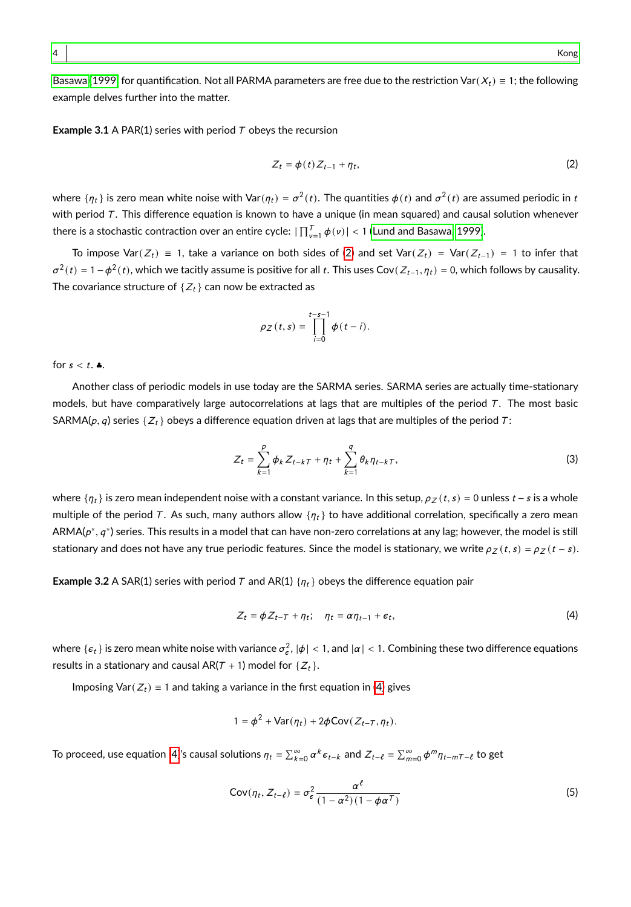Basawa 1999 for quantification. Not all PARMA parameters are free due to the restriction $\text{Var}(X_t) \equiv 1$; the following example delves further into the matter.

**Example 3.1** A PAR(1) series with period $T$ obeys the recursion

$$Z_t = \phi(t) Z_{t-1} + \eta_t, \tag{2}$$

where $\{\eta_t\}$ is zero mean white noise with $\text{Var}(\eta_t) = \sigma^2(t)$. The quantities $\phi(t)$ and $\sigma^2(t)$ are assumed periodic in $t$ with period $T$. This difference equation is known to have a unique (in mean squared) and causal solution whenever there is a stochastic contraction over an entire cycle: $|\prod_{\nu=1}^{T} \phi(\nu)| < 1$ (Lund and Basawa 1999).

To impose $\text{Var}(Z_t) \equiv 1$, take a variance on both sides of (2) and set $\text{Var}(Z_t) = \text{Var}(Z_{t-1}) = 1$ to infer that $\sigma^2(t) = 1 - \phi^2(t)$, which we tacitly assume is positive for all $t$. This uses $\text{Cov}(Z_{t-1}, \eta_t) = 0$, which follows by causality. The covariance structure of $\{Z_t\}$ can now be extracted as

$$\rho_Z(t, s) = \prod_{i=0}^{t-s-1} \phi(t-i).$$

for $s < t$. ♣.

Another class of periodic models in use today are the SARMA series. SARMA series are actually time-stationary models, but have comparatively large autocorrelations at lags that are multiples of the period $T$. The most basic SARMA($p, q$) series $\{Z_t\}$ obeys a difference equation driven at lags that are multiples of the period $T$:

$$Z_t = \sum_{k=1}^{p} \phi_k Z_{t-kT} + \eta_t + \sum_{k=1}^{q} \theta_k \eta_{t-kT}, \tag{3}$$

where $\{\eta_t\}$ is zero mean independent noise with a constant variance. In this setup, $\rho_Z(t, s) = 0$ unless $t - s$ is a whole multiple of the period $T$. As such, many authors allow $\{\eta_t\}$ to have additional correlation, specifically a zero mean ARMA($p^*, q^*$) series. This results in a model that can have non-zero correlations at any lag; however, the model is still stationary and does not have any true periodic features. Since the model is stationary, we write $\rho_Z(t, s) = \rho_Z(t - s)$.

**Example 3.2** A SAR(1) series with period $T$ and AR(1) $\{\eta_t\}$ obeys the difference equation pair

$$Z_t = \phi Z_{t-T} + \eta_t; \quad \eta_t = \alpha \eta_{t-1} + \epsilon_t, \tag{4}$$

where $\{\epsilon_t\}$ is zero mean white noise with variance $\sigma_\epsilon^2$, $|\phi| < 1$, and $|\alpha| < 1$. Combining these two difference equations results in a stationary and causal AR($T + 1$) model for $\{Z_t\}$.

Imposing $\text{Var}(Z_t) \equiv 1$ and taking a variance in the first equation in (4) gives

$$1 = \phi^2 + \text{Var}(\eta_t) + 2\phi \text{Cov}(Z_{t-T}, \eta_t).$$

To proceed, use equation (4)'s causal solutions $\eta_t = \sum_{k=0}^{\infty} \alpha^k \epsilon_{t-k}$ and $Z_{t-\ell} = \sum_{m=0}^{\infty} \phi^m \eta_{t-mT-\ell}$ to get

$$\text{Cov}(\eta_t, Z_{t-\ell}) = \sigma_\epsilon^2 \frac{\alpha^\ell}{(1-\alpha^2)(1-\phi\alpha^T)} \tag{5}$$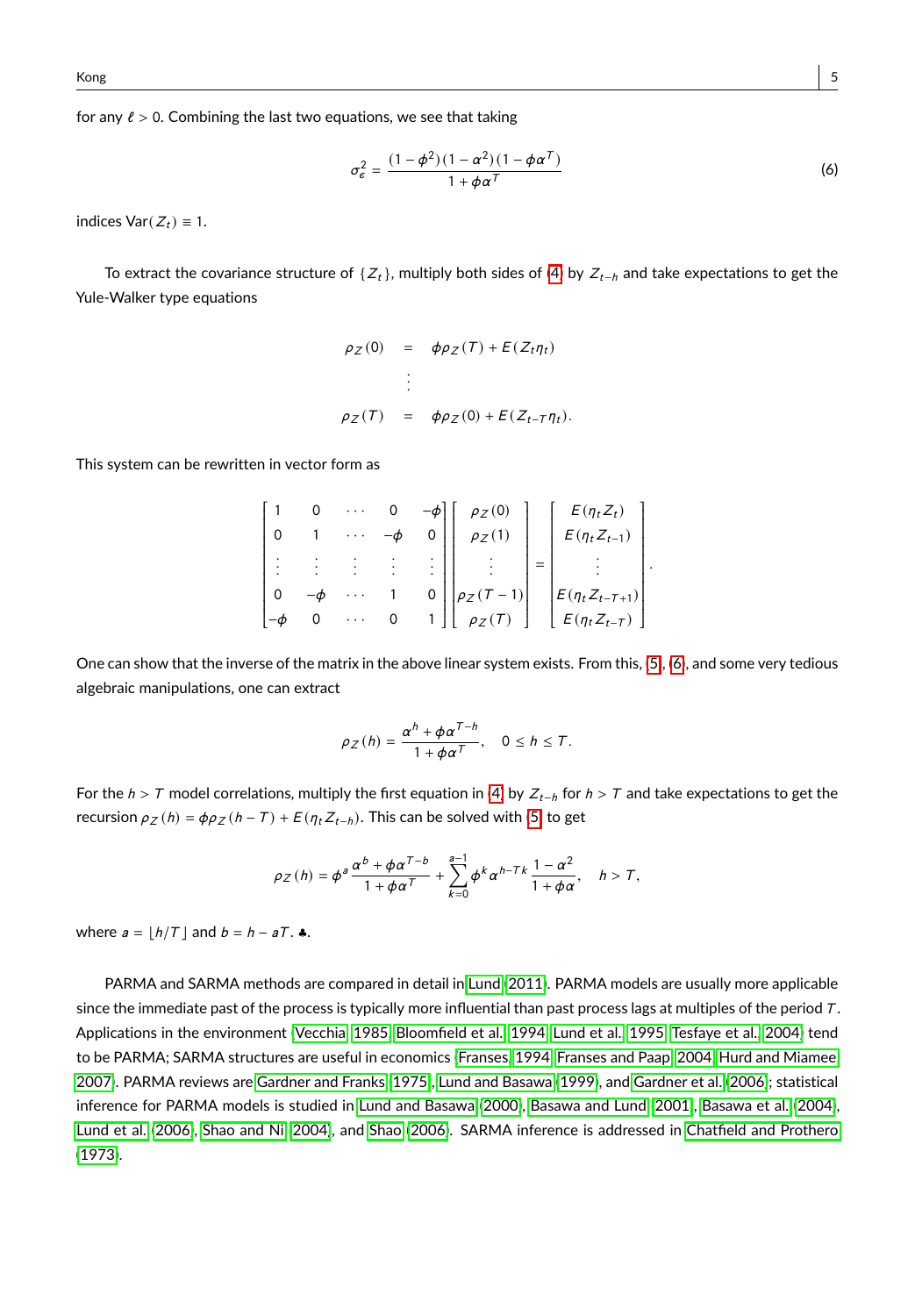for any $\ell > 0$. Combining the last two equations, we see that taking

$$\sigma_\epsilon^2 = \frac{(1-\phi^2)(1-\alpha^2)(1-\phi\alpha^T)}{1+\phi\alpha^T} \tag{6}$$

indices $\text{Var}(Z_t) \equiv 1$.

To extract the covariance structure of $\{Z_t\}$, multiply both sides of (4) by $Z_{t-h}$ and take expectations to get the Yule-Walker type equations

$$\begin{aligned}
\rho_Z(0) &= \phi\rho_Z(T) + E(Z_t\eta_t) \\
&\vdots \\
\rho_Z(T) &= \phi\rho_Z(0) + E(Z_{t-T}\eta_t).
\end{aligned}$$

This system can be rewritten in vector form as

$$\begin{bmatrix} 1 & 0 & \cdots & 0 & -\phi \\ 0 & 1 & \cdots & -\phi & 0 \\ \vdots & \vdots & \vdots & \vdots & \vdots \\ 0 & -\phi & \cdots & 1 & 0 \\ -\phi & 0 & \cdots & 0 & 1 \end{bmatrix} \begin{bmatrix} \rho_Z(0) \\ \rho_Z(1) \\ \vdots \\ \rho_Z(T-1) \\ \rho_Z(T) \end{bmatrix} = \begin{bmatrix} E(\eta_t Z_t) \\ E(\eta_t Z_{t-1}) \\ \vdots \\ E(\eta_t Z_{t-T+1}) \\ E(\eta_t Z_{t-T}) \end{bmatrix}.$$

One can show that the inverse of the matrix in the above linear system exists. From this, (5), (6), and some very tedious algebraic manipulations, one can extract

$$\rho_Z(h) = \frac{\alpha^h + \phi\alpha^{T-h}}{1+\phi\alpha^T}, \quad 0 \le h \le T.$$

For the $h > T$ model correlations, multiply the first equation in (4) by $Z_{t-h}$ for $h > T$ and take expectations to get the recursion $\rho_Z(h) = \phi\rho_Z(h-T) + E(\eta_t Z_{t-h})$. This can be solved with (5) to get

$$\rho_Z(h) = \phi^a \frac{\alpha^b + \phi\alpha^{T-b}}{1+\phi\alpha^T} + \sum_{k=0}^{a-1} \phi^k \alpha^{h-Tk} \frac{1-\alpha^2}{1+\phi\alpha}, \quad h > T,$$

where $a = \lfloor h/T \rfloor$ and $b = h - aT$. ♣.

PARMA and SARMA methods are compared in detail in Lund (2011). PARMA models are usually more applicable since the immediate past of the process is typically more influential than past process lags at multiples of the period $T$. Applications in the environment (Vecchia 1985; Bloomfield et al. 1994; Lund et al. 1995; Tesfaye et al. 2004) tend to be PARMA; SARMA structures are useful in economics (Franses 1994; Franses and Paap 2004; Hurd and Miamee 2007). PARMA reviews are Gardner and Franks (1975), Lund and Basawa (1999), and Gardner et al. (2006); statistical inference for PARMA models is studied in Lund and Basawa (2000), Basawa and Lund (2001), Basawa et al. (2004), Lund et al. (2006), Shao and Ni (2004), and Shao (2006). SARMA inference is addressed in Chatfield and Prothero (1973).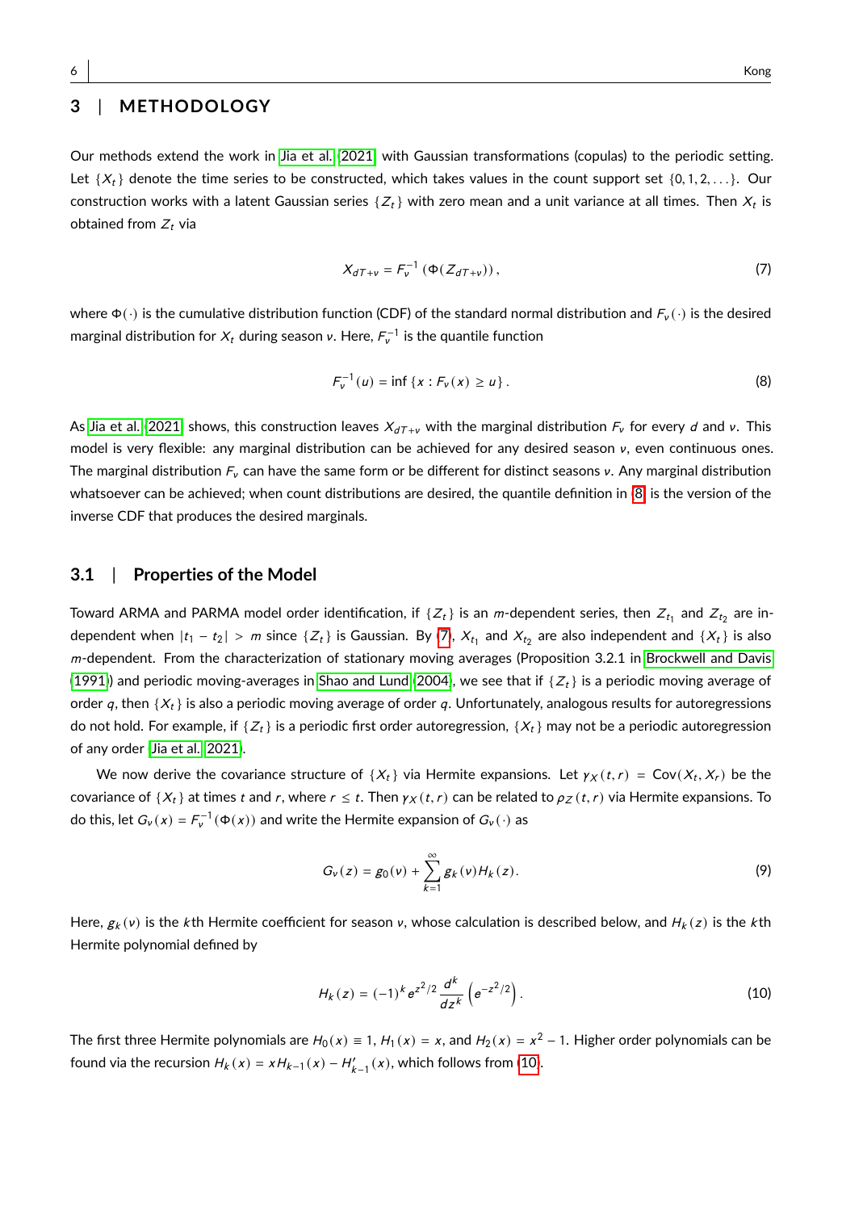## 3 | METHODOLOGY

Our methods extend the work in Jia et al. (2021) with Gaussian transformations (copulas) to the periodic setting. Let $\{X_t\}$ denote the time series to be constructed, which takes values in the count support set $\{0, 1, 2, \ldots\}$. Our construction works with a latent Gaussian series $\{Z_t\}$ with zero mean and a unit variance at all times. Then $X_t$ is obtained from $Z_t$ via

$$X_{dT+\nu} = F_\nu^{-1}\left(\Phi(Z_{dT+\nu})\right), \tag{7}$$

where $\Phi(\cdot)$ is the cumulative distribution function (CDF) of the standard normal distribution and $F_\nu(\cdot)$ is the desired marginal distribution for $X_t$ during season $\nu$. Here, $F_\nu^{-1}$ is the quantile function

$$F_\nu^{-1}(u) = \inf\left\{x : F_\nu(x) \geq u\right\}. \tag{8}$$

As Jia et al. (2021) shows, this construction leaves $X_{dT+\nu}$ with the marginal distribution $F_\nu$ for every $d$ and $\nu$. This model is very flexible: any marginal distribution can be achieved for any desired season $\nu$, even continuous ones. The marginal distribution $F_\nu$ can have the same form or be different for distinct seasons $\nu$. Any marginal distribution whatsoever can be achieved; when count distributions are desired, the quantile definition in (8) is the version of the inverse CDF that produces the desired marginals.

### 3.1 | Properties of the Model

Toward ARMA and PARMA model order identification, if $\{Z_t\}$ is an $m$-dependent series, then $Z_{t_1}$ and $Z_{t_2}$ are independent when $|t_1 - t_2| > m$ since $\{Z_t\}$ is Gaussian. By (7), $X_{t_1}$ and $X_{t_2}$ are also independent and $\{X_t\}$ is also $m$-dependent. From the characterization of stationary moving averages (Proposition 3.2.1 in Brockwell and Davis (1991)) and periodic moving-averages in Shao and Lund (2004), we see that if $\{Z_t\}$ is a periodic moving average of order $q$, then $\{X_t\}$ is also a periodic moving average of order $q$. Unfortunately, analogous results for autoregressions do not hold. For example, if $\{Z_t\}$ is a periodic first order autoregression, $\{X_t\}$ may not be a periodic autoregression of any order (Jia et al., 2021).

We now derive the covariance structure of $\{X_t\}$ via Hermite expansions. Let $\gamma_X(t, r) = \text{Cov}(X_t, X_r)$ be the covariance of $\{X_t\}$ at times $t$ and $r$, where $r \leq t$. Then $\gamma_X(t, r)$ can be related to $\rho_Z(t, r)$ via Hermite expansions. To do this, let $G_\nu(x) = F_\nu^{-1}(\Phi(x))$ and write the Hermite expansion of $G_\nu(\cdot)$ as

$$G_\nu(z) = g_0(\nu) + \sum_{k=1}^{\infty} g_k(\nu) H_k(z). \tag{9}$$

Here, $g_k(\nu)$ is the $k$th Hermite coefficient for season $\nu$, whose calculation is described below, and $H_k(z)$ is the $k$th Hermite polynomial defined by

$$H_k(z) = (-1)^k e^{z^2/2} \frac{d^k}{dz^k}\left(e^{-z^2/2}\right). \tag{10}$$

The first three Hermite polynomials are $H_0(x) \equiv 1$, $H_1(x) = x$, and $H_2(x) = x^2 - 1$. Higher order polynomials can be found via the recursion $H_k(x) = xH_{k-1}(x) - H_{k-1}'(x)$, which follows from (10).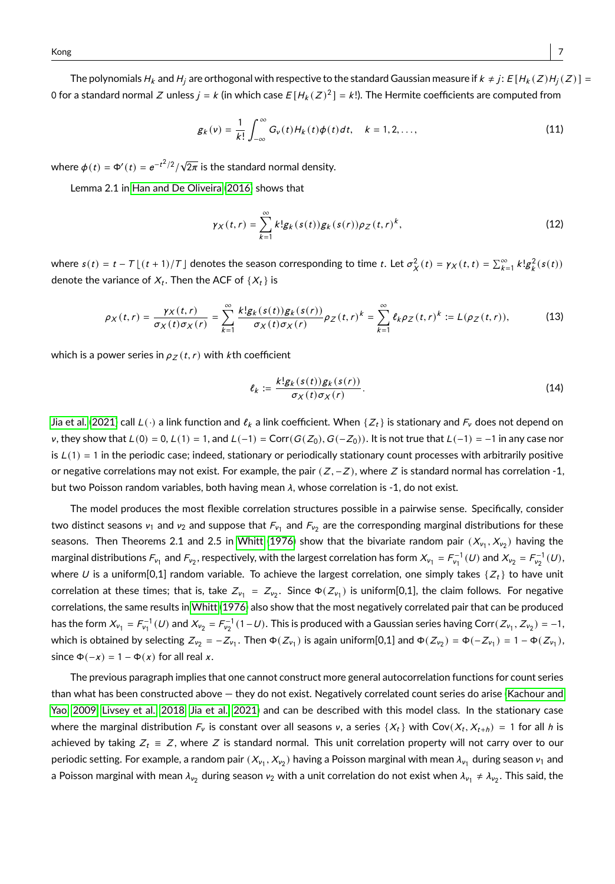The polynomials $H_k$ and $H_j$ are orthogonal with respective to the standard Gaussian measure if $k \neq j$: $E[H_k(Z)H_j(Z)] = 0$ for a standard normal $Z$ unless $j = k$ (in which case $E[H_k(Z)^2] = k!$). The Hermite coefficients are computed from

$$g_k(v) = \frac{1}{k!}\int_{-\infty}^{\infty} G_v(t)H_k(t)\phi(t)dt, \quad k = 1, 2, \ldots, \tag{11}$$

where $\phi(t) = \Phi'(t) = e^{-t^2/2}/\sqrt{2\pi}$ is the standard normal density.

Lemma 2.1 in Han and De Oliveira (2016) shows that

$$\gamma_X(t, r) = \sum_{k=1}^{\infty} k! g_k(s(t)) g_k(s(r)) \rho_Z(t, r)^k, \tag{12}$$

where $s(t) = t - T\lfloor (t+1)/T \rfloor$ denotes the season corresponding to time $t$. Let $\sigma_X^2(t) = \gamma_X(t, t) = \sum_{k=1}^{\infty} k! g_k^2(s(t))$ denote the variance of $X_t$. Then the ACF of $\{X_t\}$ is

$$\rho_X(t, r) = \frac{\gamma_X(t, r)}{\sigma_X(t)\sigma_X(r)} = \sum_{k=1}^{\infty} \frac{k! g_k(s(t)) g_k(s(r))}{\sigma_X(t)\sigma_X(r)} \rho_Z(t, r)^k = \sum_{k=1}^{\infty} \ell_k \rho_Z(t, r)^k := L(\rho_Z(t, r)), \tag{13}$$

which is a power series in $\rho_Z(t, r)$ with $k$th coefficient

$$\ell_k := \frac{k! g_k(s(t)) g_k(s(r))}{\sigma_X(t)\sigma_X(r)}. \tag{14}$$

Jia et al. (2021) call $L(\cdot)$ a link function and $\ell_k$ a link coefficient. When $\{Z_t\}$ is stationary and $F_v$ does not depend on $v$, they show that $L(0) = 0$, $L(1) = 1$, and $L(-1) = \text{Corr}(G(Z_0), G(-Z_0))$. It is not true that $L(-1) = -1$ in any case nor is $L(1) = 1$ in the periodic case; indeed, stationary or periodically stationary count processes with arbitrarily positive or negative correlations may not exist. For example, the pair $(Z, -Z)$, where $Z$ is standard normal has correlation -1, but two Poisson random variables, both having mean $\lambda$, whose correlation is -1, do not exist.

The model produces the most flexible correlation structures possible in a pairwise sense. Specifically, consider two distinct seasons $v_1$ and $v_2$ and suppose that $F_{v_1}$ and $F_{v_2}$ are the corresponding marginal distributions for these seasons. Then Theorems 2.1 and 2.5 in Whitt (1976) show that the bivariate random pair $(X_{v_1}, X_{v_2})$ having the marginal distributions $F_{v_1}$ and $F_{v_2}$, respectively, with the largest correlation has form $X_{v_1} = F_{v_1}^{-1}(U)$ and $X_{v_2} = F_{v_2}^{-1}(U)$, where $U$ is a uniform[0,1] random variable. To achieve the largest correlation, one simply takes $\{Z_t\}$ to have unit correlation at these times; that is, take $Z_{v_1} = Z_{v_2}$. Since $\Phi(Z_{v_1})$ is uniform[0,1], the claim follows. For negative correlations, the same results in Whitt (1976) also show that the most negatively correlated pair that can be produced has the form $X_{v_1} = F_{v_1}^{-1}(U)$ and $X_{v_2} = F_{v_2}^{-1}(1-U)$. This is produced with a Gaussian series having $\text{Corr}(Z_{v_1}, Z_{v_2}) = -1$, which is obtained by selecting $Z_{v_2} = -Z_{v_1}$. Then $\Phi(Z_{v_1})$ is again uniform[0,1] and $\Phi(Z_{v_2}) = \Phi(-Z_{v_1}) = 1 - \Phi(Z_{v_1})$, since $\Phi(-x) = 1 - \Phi(x)$ for all real $x$.

The previous paragraph implies that one cannot construct more general autocorrelation functions for count series than what has been constructed above — they do not exist. Negatively correlated count series do arise (Kachour and Yao, 2009; Livsey et al., 2018; Jia et al., 2021) and can be described with this model class. In the stationary case where the marginal distribution $F_v$ is constant over all seasons $v$, a series $\{X_t\}$ with $\text{Cov}(X_t, X_{t+h}) = 1$ for all $h$ is achieved by taking $Z_t \equiv Z$, where $Z$ is standard normal. This unit correlation property will not carry over to our periodic setting. For example, a random pair $(X_{v_1}, X_{v_2})$ having a Poisson marginal with mean $\lambda_{v_1}$ during season $v_1$ and a Poisson marginal with mean $\lambda_{v_2}$ during season $v_2$ with a unit correlation do not exist when $\lambda_{v_1} \neq \lambda_{v_2}$. This said, the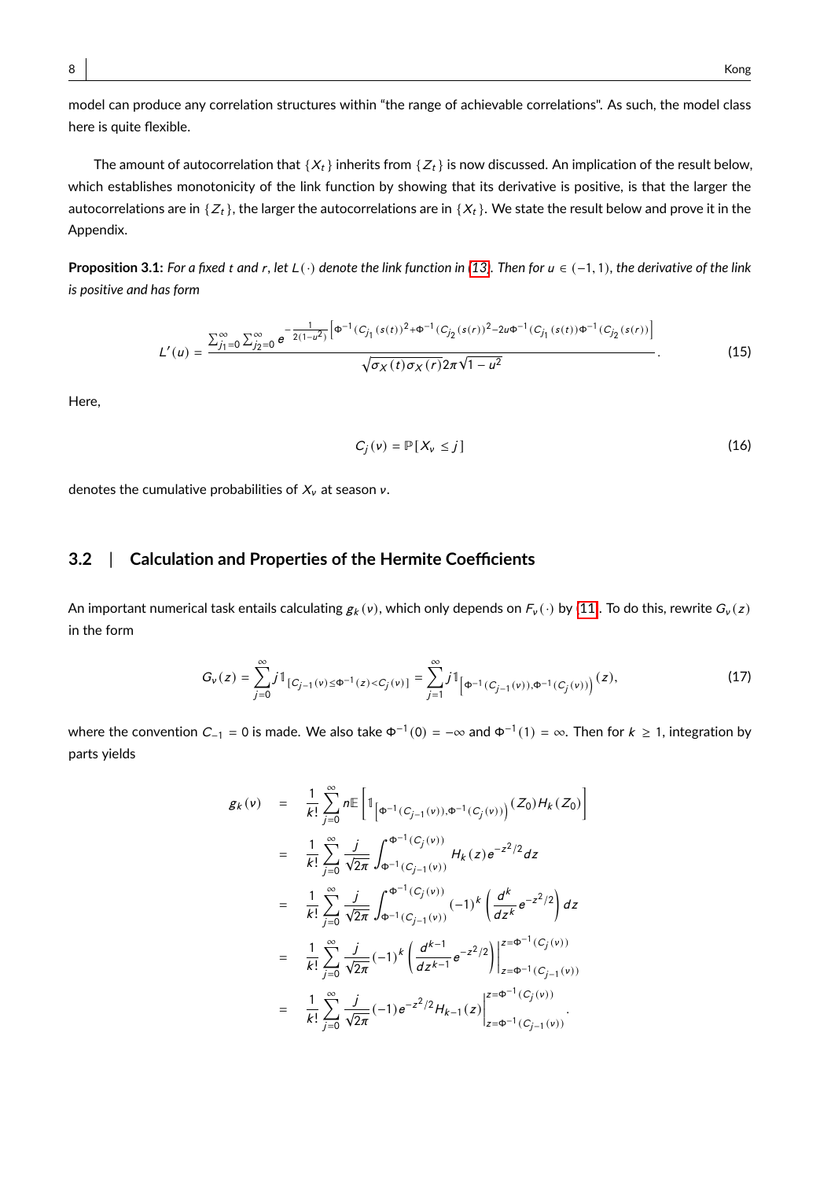model can produce any correlation structures within "the range of achievable correlations". As such, the model class here is quite flexible.

The amount of autocorrelation that $\{X_t\}$ inherits from $\{Z_t\}$ is now discussed. An implication of the result below, which establishes monotonicity of the link function by showing that its derivative is positive, is that the larger the autocorrelations are in $\{Z_t\}$, the larger the autocorrelations are in $\{X_t\}$. We state the result below and prove it in the Appendix.

**Proposition 3.1:** *For a fixed $t$ and $r$, let $L(\cdot)$ denote the link function in (13). Then for $u \in (-1, 1)$, the derivative of the link is positive and has form*

$$L'(u) = \frac{\sum_{j_1=0}^{\infty}\sum_{j_2=0}^{\infty} e^{-\frac{1}{2(1-u^2)}\left[\Phi^{-1}(C_{j_1}(s(t))^2+\Phi^{-1}(C_{j_2}(s(r))^2-2u\Phi^{-1}(C_{j_1}(s(t))\Phi^{-1}(C_{j_2}(s(r))\right]}}{\sqrt{\sigma_X(t)\sigma_X(r)}2\pi\sqrt{1-u^2}}. \tag{15}$$

Here,

$$C_j(v) = \mathbb{P}[X_v \leq j] \tag{16}$$

denotes the cumulative probabilities of $X_v$ at season $v$.

## 3.2 | Calculation and Properties of the Hermite Coefficients

An important numerical task entails calculating $g_k(v)$, which only depends on $F_v(\cdot)$ by (11). To do this, rewrite $G_v(z)$ in the form

$$G_v(z) = \sum_{j=0}^{\infty} j\mathbb{1}_{[C_{j-1}(v)\leq\Phi^{-1}(z)<C_j(v)]} = \sum_{j=1}^{\infty} j\mathbb{1}_{\left[\Phi^{-1}(C_{j-1}(v)),\Phi^{-1}(C_j(v))\right)}(z), \tag{17}$$

where the convention $C_{-1} = 0$ is made. We also take $\Phi^{-1}(0) = -\infty$ and $\Phi^{-1}(1) = \infty$. Then for $k \geq 1$, integration by parts yields

$$\begin{aligned}
g_k(v) &= \frac{1}{k!}\sum_{j=0}^{\infty} n\mathbb{E}\left[\mathbb{1}_{\left[\Phi^{-1}(C_{j-1}(v)),\Phi^{-1}(C_j(v))\right)}(Z_0)H_k(Z_0)\right] \\
&= \frac{1}{k!}\sum_{j=0}^{\infty}\frac{j}{\sqrt{2\pi}}\int_{\Phi^{-1}(C_{j-1}(v))}^{\Phi^{-1}(C_j(v))} H_k(z)e^{-z^2/2}dz \\
&= \frac{1}{k!}\sum_{j=0}^{\infty}\frac{j}{\sqrt{2\pi}}\int_{\Phi^{-1}(C_{j-1}(v))}^{\Phi^{-1}(C_j(v))}(-1)^k\left(\frac{d^k}{dz^k}e^{-z^2/2}\right)dz \\
&= \frac{1}{k!}\sum_{j=0}^{\infty}\frac{j}{\sqrt{2\pi}}(-1)^k\left(\frac{d^{k-1}}{dz^{k-1}}e^{-z^2/2}\right)\Bigg|_{z=\Phi^{-1}(C_{j-1}(v))}^{z=\Phi^{-1}(C_j(v))} \\
&= \frac{1}{k!}\sum_{j=0}^{\infty}\frac{j}{\sqrt{2\pi}}(-1)e^{-z^2/2}H_{k-1}(z)\Bigg|_{z=\Phi^{-1}(C_{j-1}(v))}^{z=\Phi^{-1}(C_j(v))}.
\end{aligned}$$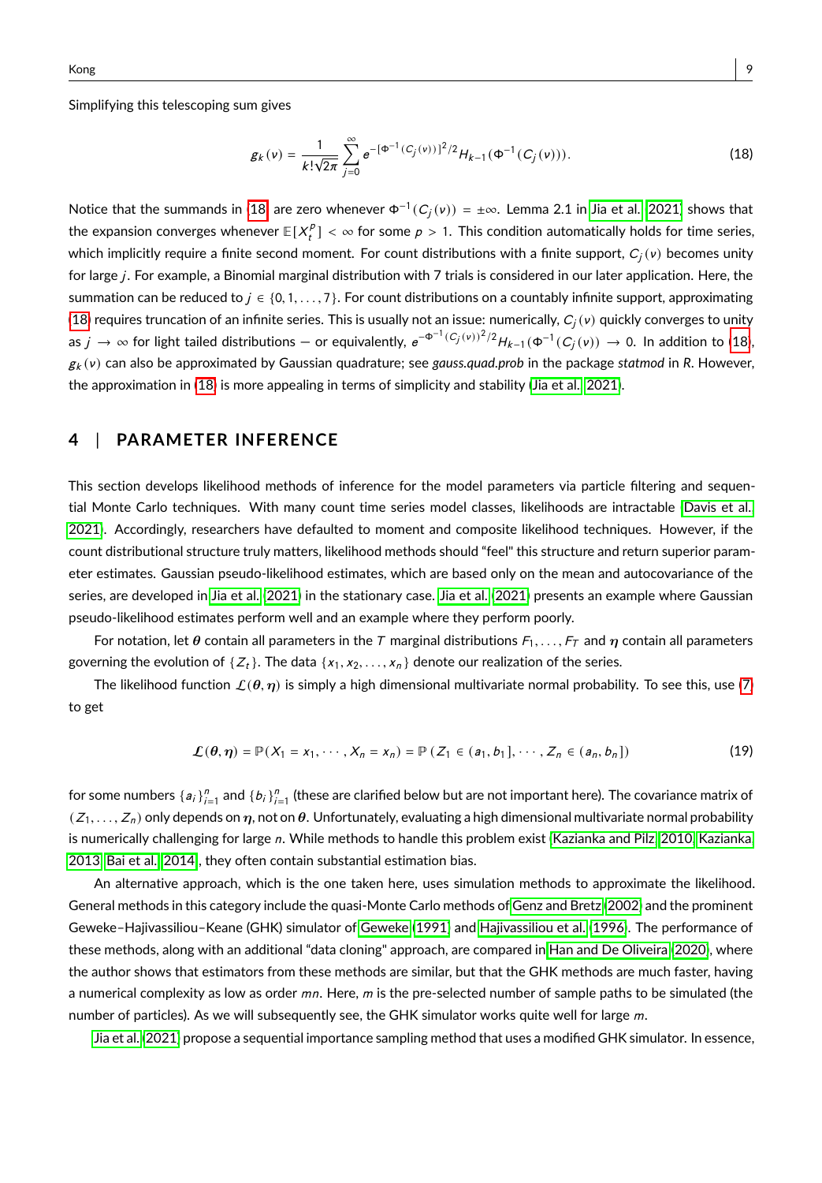Simplifying this telescoping sum gives

$$g_k(v) = \frac{1}{k!\sqrt{2\pi}} \sum_{j=0}^{\infty} e^{-[\Phi^{-1}(C_j(v))]^2/2} H_{k-1}(\Phi^{-1}(C_j(v))). \tag{18}$$

Notice that the summands in (18) are zero whenever $\Phi^{-1}(C_j(v)) = \pm\infty$. Lemma 2.1 in Jia et al. (2021) shows that the expansion converges whenever $\mathbb{E}[X_t^p] < \infty$ for some $p > 1$. This condition automatically holds for time series, which implicitly require a finite second moment. For count distributions with a finite support, $C_j(v)$ becomes unity for large $j$. For example, a Binomial marginal distribution with 7 trials is considered in our later application. Here, the summation can be reduced to $j \in \{0, 1, \ldots, 7\}$. For count distributions on a countably infinite support, approximating (18) requires truncation of an infinite series. This is usually not an issue: numerically, $C_j(v)$ quickly converges to unity as $j \to \infty$ for light tailed distributions — or equivalently, $e^{-\Phi^{-1}(C_j(v))^2/2} H_{k-1}(\Phi^{-1}(C_j(v)) \to 0$. In addition to (18), $g_k(v)$ can also be approximated by Gaussian quadrature; see *gauss.quad.prob* in the package *statmod* in *R*. However, the approximation in (18) is more appealing in terms of simplicity and stability (Jia et al., 2021).

## 4 | PARAMETER INFERENCE

This section develops likelihood methods of inference for the model parameters via particle filtering and sequential Monte Carlo techniques. With many count time series model classes, likelihoods are intractable (Davis et al., 2021). Accordingly, researchers have defaulted to moment and composite likelihood techniques. However, if the count distributional structure truly matters, likelihood methods should "feel" this structure and return superior parameter estimates. Gaussian pseudo-likelihood estimates, which are based only on the mean and autocovariance of the series, are developed in Jia et al. (2021) in the stationary case. Jia et al. (2021) presents an example where Gaussian pseudo-likelihood estimates perform well and an example where they perform poorly.

For notation, let $\boldsymbol{\theta}$ contain all parameters in the $T$ marginal distributions $F_1, \ldots, F_T$ and $\boldsymbol{\eta}$ contain all parameters governing the evolution of $\{Z_t\}$. The data $\{x_1, x_2, \ldots, x_n\}$ denote our realization of the series.

The likelihood function $\mathcal{L}(\boldsymbol{\theta}, \boldsymbol{\eta})$ is simply a high dimensional multivariate normal probability. To see this, use (7) to get

$$\mathcal{L}(\boldsymbol{\theta}, \boldsymbol{\eta}) = \mathbb{P}(X_1 = x_1, \cdots, X_n = x_n) = \mathbb{P}(Z_1 \in (a_1, b_1], \cdots, Z_n \in (a_n, b_n]) \tag{19}$$

for some numbers $\{a_i\}_{i=1}^n$ and $\{b_i\}_{i=1}^n$ (these are clarified below but are not important here). The covariance matrix of $(Z_1, \ldots, Z_n)$ only depends on $\boldsymbol{\eta}$, not on $\boldsymbol{\theta}$. Unfortunately, evaluating a high dimensional multivariate normal probability is numerically challenging for large $n$. While methods to handle this problem exist (Kazianka and Pilz, 2010; Kazianka, 2013; Bai et al., 2014), they often contain substantial estimation bias.

An alternative approach, which is the one taken here, uses simulation methods to approximate the likelihood. General methods in this category include the quasi-Monte Carlo methods of Genz and Bretz (2002) and the prominent Geweke–Hajivassiliou–Keane (GHK) simulator of Geweke (1991) and Hajivassiliou et al. (1996). The performance of these methods, along with an additional "data cloning" approach, are compared in Han and De Oliveira (2020), where the author shows that estimators from these methods are similar, but that the GHK methods are much faster, having a numerical complexity as low as order $mn$. Here, $m$ is the pre-selected number of sample paths to be simulated (the number of particles). As we will subsequently see, the GHK simulator works quite well for large $m$.

Jia et al. (2021) propose a sequential importance sampling method that uses a modified GHK simulator. In essence,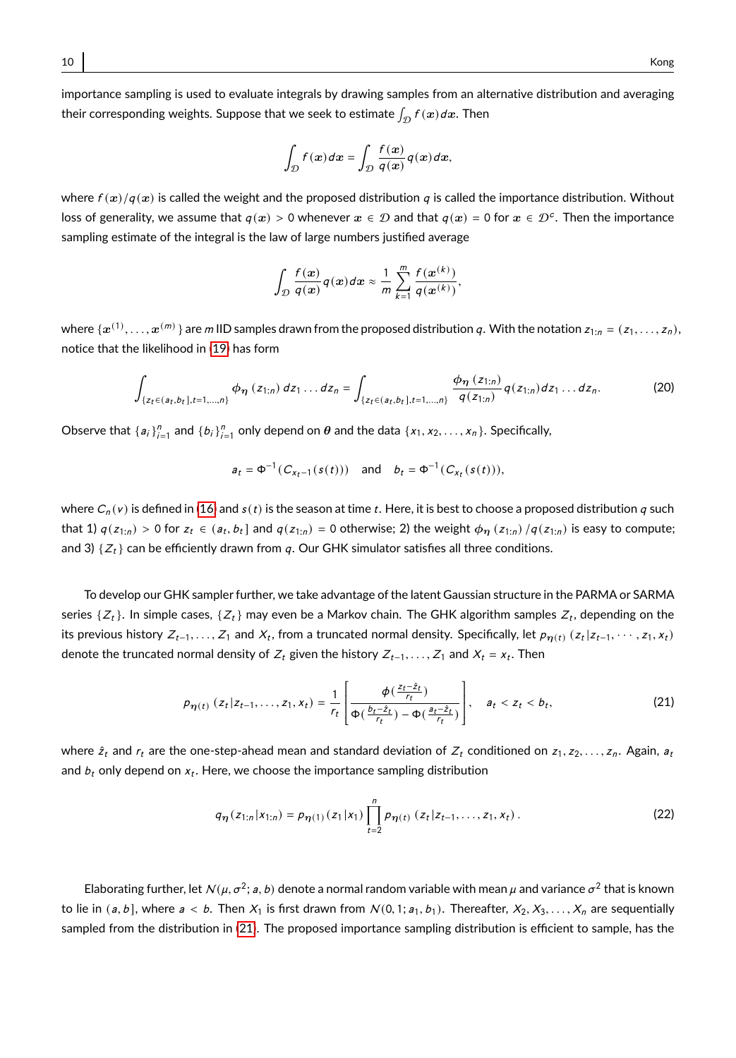importance sampling is used to evaluate integrals by drawing samples from an alternative distribution and averaging their corresponding weights. Suppose that we seek to estimate $\int_{\mathcal{D}} f(\boldsymbol{x})d\boldsymbol{x}$. Then

$$\int_{\mathcal{D}} f(\boldsymbol{x})d\boldsymbol{x} = \int_{\mathcal{D}} \frac{f(\boldsymbol{x})}{q(\boldsymbol{x})} q(\boldsymbol{x})d\boldsymbol{x},$$

where $f(\boldsymbol{x})/q(\boldsymbol{x})$ is called the weight and the proposed distribution $q$ is called the importance distribution. Without loss of generality, we assume that $q(\boldsymbol{x}) > 0$ whenever $\boldsymbol{x} \in \mathcal{D}$ and that $q(\boldsymbol{x}) = 0$ for $\boldsymbol{x} \in \mathcal{D}^c$. Then the importance sampling estimate of the integral is the law of large numbers justified average

$$\int_{\mathcal{D}} \frac{f(\boldsymbol{x})}{q(\boldsymbol{x})} q(\boldsymbol{x})d\boldsymbol{x} \approx \frac{1}{m} \sum_{k=1}^{m} \frac{f(\boldsymbol{x}^{(k)})}{q(\boldsymbol{x}^{(k)})},$$

where $\{\boldsymbol{x}^{(1)}, \ldots, \boldsymbol{x}^{(m)}\}$ are $m$ IID samples drawn from the proposed distribution $q$. With the notation $z_{1:n} = (z_1, \ldots, z_n)$, notice that the likelihood in (19) has form

$$\int_{\{z_t \in (a_t, b_t], t=1,\ldots,n\}} \phi_{\boldsymbol{\eta}}(z_{1:n})\, dz_1 \ldots dz_n = \int_{\{z_t \in (a_t, b_t], t=1,\ldots,n\}} \frac{\phi_{\boldsymbol{\eta}}(z_{1:n})}{q(z_{1:n})} q(z_{1:n}) dz_1 \ldots dz_n. \tag{20}$$

Observe that $\{a_i\}_{i=1}^n$ and $\{b_i\}_{i=1}^n$ only depend on $\boldsymbol{\theta}$ and the data $\{x_1, x_2, \ldots, x_n\}$. Specifically,

$$a_t = \Phi^{-1}(C_{x_t - 1}(s(t))) \quad \text{and} \quad b_t = \Phi^{-1}(C_{x_t}(s(t))),$$

where $C_n(v)$ is defined in (16) and $s(t)$ is the season at time $t$. Here, it is best to choose a proposed distribution $q$ such that 1) $q(z_{1:n}) > 0$ for $z_t \in (a_t, b_t]$ and $q(z_{1:n}) = 0$ otherwise; 2) the weight $\phi_{\boldsymbol{\eta}}(z_{1:n})/q(z_{1:n})$ is easy to compute; and 3) $\{Z_t\}$ can be efficiently drawn from $q$. Our GHK simulator satisfies all three conditions.

To develop our GHK sampler further, we take advantage of the latent Gaussian structure in the PARMA or SARMA series $\{Z_t\}$. In simple cases, $\{Z_t\}$ may even be a Markov chain. The GHK algorithm samples $Z_t$, depending on the its previous history $Z_{t-1}, \ldots, Z_1$ and $X_t$, from a truncated normal density. Specifically, let $p_{\boldsymbol{\eta}(t)}(z_t | z_{t-1}, \cdots, z_1, x_t)$ denote the truncated normal density of $Z_t$ given the history $Z_{t-1}, \ldots, Z_1$ and $X_t = x_t$. Then

$$p_{\boldsymbol{\eta}(t)}(z_t | z_{t-1}, \ldots, z_1, x_t) = \frac{1}{r_t} \left[ \frac{\phi(\frac{z_t - \hat{z}_t}{r_t})}{\Phi(\frac{b_t - \hat{z}_t}{r_t}) - \Phi(\frac{a_t - \hat{z}_t}{r_t})} \right], \quad a_t < z_t < b_t, \tag{21}$$

where $\hat{z}_t$ and $r_t$ are the one-step-ahead mean and standard deviation of $Z_t$ conditioned on $z_1, z_2, \ldots, z_n$. Again, $a_t$ and $b_t$ only depend on $x_t$. Here, we choose the importance sampling distribution

$$q_{\boldsymbol{\eta}}(z_{1:n} | x_{1:n}) = p_{\boldsymbol{\eta}(1)}(z_1 | x_1) \prod_{t=2}^{n} p_{\boldsymbol{\eta}(t)}(z_t | z_{t-1}, \ldots, z_1, x_t). \tag{22}$$

Elaborating further, let $\mathcal{N}(\mu, \sigma^2; a, b)$ denote a normal random variable with mean $\mu$ and variance $\sigma^2$ that is known to lie in $(a, b]$, where $a < b$. Then $X_1$ is first drawn from $\mathcal{N}(0, 1; a_1, b_1)$. Thereafter, $X_2, X_3, \ldots, X_n$ are sequentially sampled from the distribution in (21). The proposed importance sampling distribution is efficient to sample, has the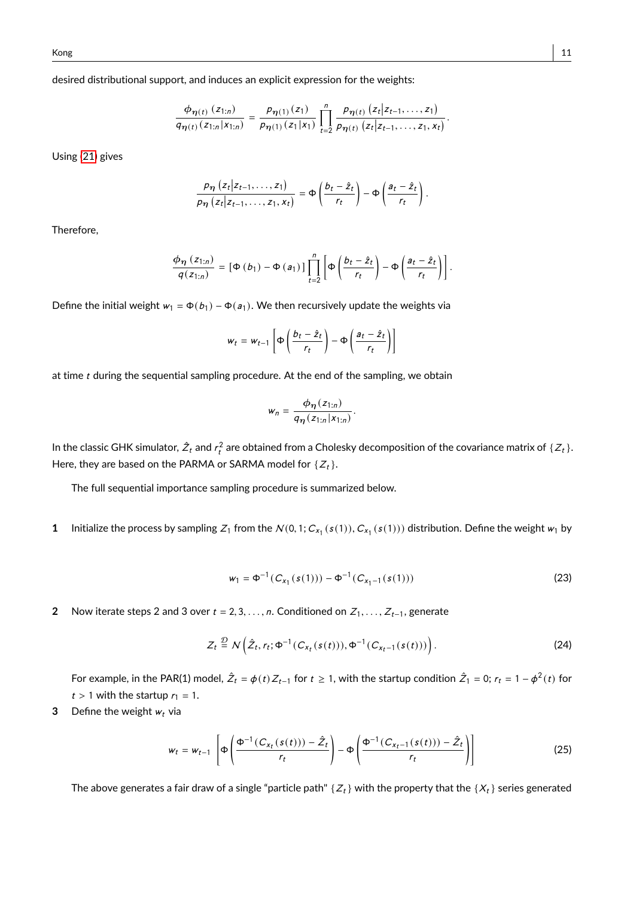desired distributional support, and induces an explicit expression for the weights:

$$\frac{\phi_{\boldsymbol{\eta}(t)}\left(z_{1:n}\right)}{q_{\boldsymbol{\eta}(t)}\left(z_{1:n}|x_{1:n}\right)}=\frac{p_{\boldsymbol{\eta}(1)}\left(z_{1}\right)}{p_{\boldsymbol{\eta}(1)}\left(z_{1}|x_{1}\right)}\prod_{t=2}^{n}\frac{p_{\boldsymbol{\eta}(t)}\left(z_{t}|z_{t-1},\ldots,z_{1}\right)}{p_{\boldsymbol{\eta}(t)}\left(z_{t}|z_{t-1},\ldots,z_{1},x_{t}\right)}.$$

Using (21) gives

$$\frac{p_{\boldsymbol{\eta}}\left(z_{t}|z_{t-1},\ldots,z_{1}\right)}{p_{\boldsymbol{\eta}}\left(z_{t}|z_{t-1},\ldots,z_{1},x_{t}\right)}=\Phi\left(\frac{b_{t}-\hat{z}_{t}}{r_{t}}\right)-\Phi\left(\frac{a_{t}-\hat{z}_{t}}{r_{t}}\right).$$

Therefore,

$$\frac{\phi_{\boldsymbol{\eta}}\left(z_{1:n}\right)}{q\left(z_{1:n}\right)}=\left[\Phi\left(b_{1}\right)-\Phi\left(a_{1}\right)\right]\prod_{t=2}^{n}\left[\Phi\left(\frac{b_{t}-\hat{z}_{t}}{r_{t}}\right)-\Phi\left(\frac{a_{t}-\hat{z}_{t}}{r_{t}}\right)\right].$$

Define the initial weight $w_1=\Phi(b_1)-\Phi(a_1)$. We then recursively update the weights via

$$w_{t}=w_{t-1}\left[\Phi\left(\frac{b_{t}-\hat{z}_{t}}{r_{t}}\right)-\Phi\left(\frac{a_{t}-\hat{z}_{t}}{r_{t}}\right)\right]$$

at time $t$ during the sequential sampling procedure. At the end of the sampling, we obtain

$$w_{n}=\frac{\phi_{\boldsymbol{\eta}}\left(z_{1:n}\right)}{q_{\boldsymbol{\eta}}\left(z_{1:n}|x_{1:n}\right)}.$$

In the classic GHK simulator, $\hat{Z}_t$ and $r_t^2$ are obtained from a Cholesky decomposition of the covariance matrix of $\{Z_t\}$. Here, they are based on the PARMA or SARMA model for $\{Z_t\}$.

The full sequential importance sampling procedure is summarized below.

1. Initialize the process by sampling $Z_1$ from the $\mathcal{N}(0,1;C_{x_1}(s(1)),C_{x_1}(s(1)))$ distribution. Define the weight $w_1$ by

$$w_{1}=\Phi^{-1}\left(C_{x_{1}}(s(1))\right)-\Phi^{-1}\left(C_{x_{1}-1}(s(1))\right) \tag{23}$$

2. Now iterate steps 2 and 3 over $t=2,3,\ldots,n$. Conditioned on $Z_1,\ldots,Z_{t-1}$, generate

$$Z_{t}\stackrel{\mathcal{D}}{=}\mathcal{N}\left(\hat{Z}_{t},r_{t};\Phi^{-1}\left(C_{x_{t}}(s(t))\right),\Phi^{-1}\left(C_{x_{t}-1}(s(t))\right)\right). \tag{24}$$

   For example, in the PAR(1) model, $\hat{Z}_t=\phi(t)Z_{t-1}$ for $t\geq 1$, with the startup condition $\hat{Z}_1=0$; $r_t=1-\phi^2(t)$ for $t>1$ with the startup $r_1=1$.

3. Define the weight $w_t$ via

$$w_{t}=w_{t-1}\left[\Phi\left(\frac{\Phi^{-1}\left(C_{x_{t}}(s(t))\right)-\hat{Z}_{t}}{r_{t}}\right)-\Phi\left(\frac{\Phi^{-1}\left(C_{x_{t}-1}(s(t))\right)-\hat{Z}_{t}}{r_{t}}\right)\right] \tag{25}$$

The above generates a fair draw of a single "particle path" $\{Z_t\}$ with the property that the $\{X_t\}$ series generated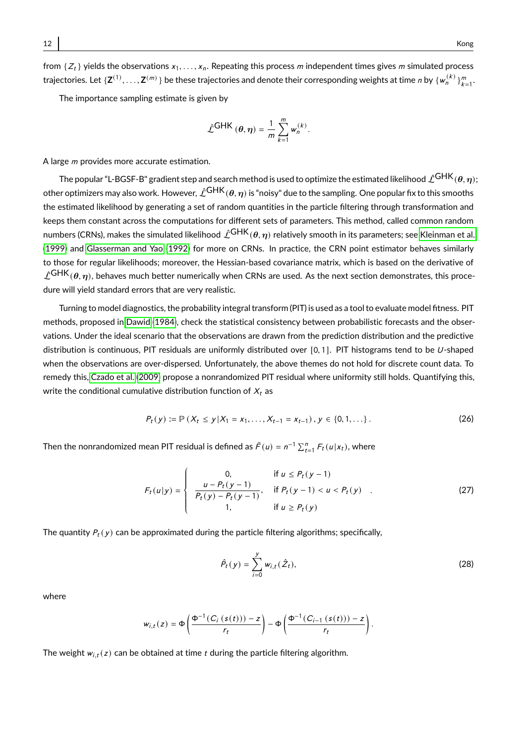from $\{Z_t\}$ yields the observations $x_1, \ldots, x_n$. Repeating this process $m$ independent times gives $m$ simulated process trajectories. Let $\{\mathbf{Z}^{(1)}, \ldots, \mathbf{Z}^{(m)}\}$ be these trajectories and denote their corresponding weights at time $n$ by $\{w_n^{(k)}\}_{k=1}^m$.

The importance sampling estimate is given by

$$\hat{\mathcal{L}}^{\text{GHK}}(\boldsymbol{\theta}, \boldsymbol{\eta}) = \frac{1}{m} \sum_{k=1}^{m} w_n^{(k)}.$$

A large $m$ provides more accurate estimation.

The popular "L-BGSF-B" gradient step and search method is used to optimize the estimated likelihood $\hat{\mathcal{L}}^{\text{GHK}}(\boldsymbol{\theta}, \boldsymbol{\eta})$; other optimizers may also work. However, $\hat{\mathcal{L}}^{\text{GHK}}(\boldsymbol{\theta}, \boldsymbol{\eta})$ is "noisy" due to the sampling. One popular fix to this smooths the estimated likelihood by generating a set of random quantities in the particle filtering through transformation and keeps them constant across the computations for different sets of parameters. This method, called common random numbers (CRNs), makes the simulated likelihood $\hat{\mathcal{L}}^{\text{GHK}}(\boldsymbol{\theta}, \boldsymbol{\eta})$ relatively smooth in its parameters; see Kleinman et al. (1999) and Glasserman and Yao (1992) for more on CRNs. In practice, the CRN point estimator behaves similarly to those for regular likelihoods; moreover, the Hessian-based covariance matrix, which is based on the derivative of $\hat{\mathcal{L}}^{\text{GHK}}(\boldsymbol{\theta}, \boldsymbol{\eta})$, behaves much better numerically when CRNs are used. As the next section demonstrates, this procedure will yield standard errors that are very realistic.

Turning to model diagnostics, the probability integral transform (PIT) is used as a tool to evaluate model fitness. PIT methods, proposed in Dawid (1984), check the statistical consistency between probabilistic forecasts and the observations. Under the ideal scenario that the observations are drawn from the prediction distribution and the predictive distribution is continuous, PIT residuals are uniformly distributed over $[0, 1]$. PIT histograms tend to be $U$-shaped when the observations are over-dispersed. Unfortunately, the above themes do not hold for discrete count data. To remedy this, Czado et al. (2009) propose a nonrandomized PIT residual where uniformity still holds. Quantifying this, write the conditional cumulative distribution function of $X_t$ as

$$P_t(y) := \mathbb{P}(X_t \leq y | X_1 = x_1, \ldots, X_{t-1} = x_{t-1}), \, y \in \{0, 1, \ldots\}. \tag{26}$$

Then the nonrandomized mean PIT residual is defined as $\bar{F}(u) = n^{-1} \sum_{t=1}^{n} F_t(u|x_t)$, where

$$F_t(u|y) = \begin{cases} 0, & \text{if } u \leq P_t(y-1) \\ \dfrac{u - P_t(y-1)}{P_t(y) - P_t(y-1)}, & \text{if } P_t(y-1) < u < P_t(y) \\ 1, & \text{if } u \geq P_t(y) \end{cases}. \tag{27}$$

The quantity $P_t(y)$ can be approximated during the particle filtering algorithms; specifically,

$$\hat{P}_t(y) = \sum_{i=0}^{y} w_{i,t}(\hat{Z}_t), \tag{28}$$

where

$$w_{i,t}(z) = \Phi\left(\frac{\Phi^{-1}(C_i(s(t))) - z}{r_t}\right) - \Phi\left(\frac{\Phi^{-1}(C_{i-1}(s(t))) - z}{r_t}\right).$$

The weight $w_{i,t}(z)$ can be obtained at time $t$ during the particle filtering algorithm.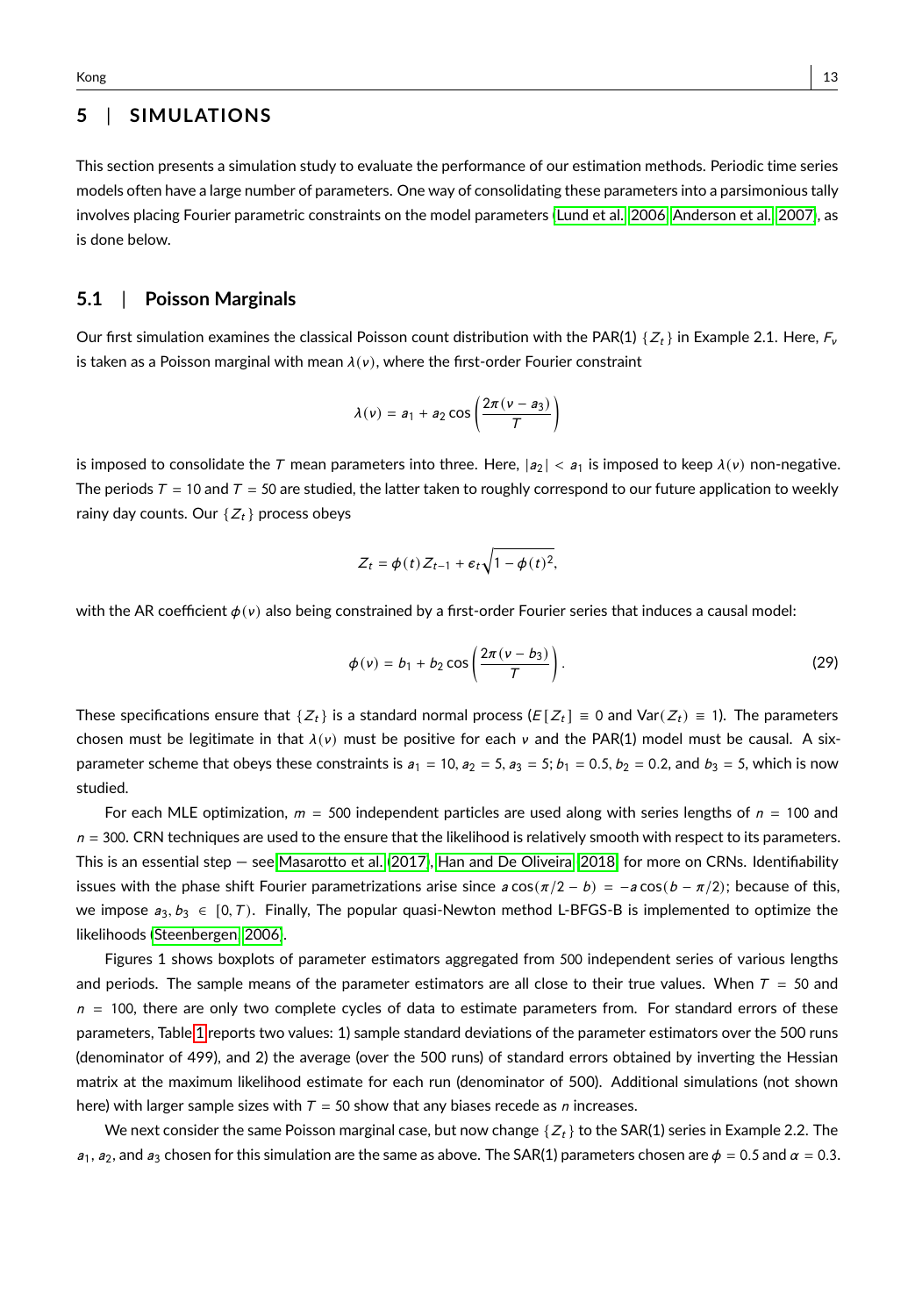## 5 | SIMULATIONS

This section presents a simulation study to evaluate the performance of our estimation methods. Periodic time series models often have a large number of parameters. One way of consolidating these parameters into a parsimonious tally involves placing Fourier parametric constraints on the model parameters (Lund et al. 2006 Anderson et al. 2007), as is done below.

### 5.1 | Poisson Marginals

Our first simulation examines the classical Poisson count distribution with the PAR(1) $\{Z_t\}$ in Example 2.1. Here, $F_\nu$ is taken as a Poisson marginal with mean $\lambda(\nu)$, where the first-order Fourier constraint

$$\lambda(\nu) = a_1 + a_2 \cos\left(\frac{2\pi(\nu - a_3)}{T}\right)$$

is imposed to consolidate the $T$ mean parameters into three. Here, $|a_2| < a_1$ is imposed to keep $\lambda(\nu)$ non-negative. The periods $T = 10$ and $T = 50$ are studied, the latter taken to roughly correspond to our future application to weekly rainy day counts. Our $\{Z_t\}$ process obeys

$$Z_t = \phi(t) Z_{t-1} + \epsilon_t \sqrt{1 - \phi(t)^2},$$

with the AR coefficient $\phi(\nu)$ also being constrained by a first-order Fourier series that induces a causal model:

$$\phi(\nu) = b_1 + b_2 \cos\left(\frac{2\pi(\nu - b_3)}{T}\right). \tag{29}$$

These specifications ensure that $\{Z_t\}$ is a standard normal process ($E[Z_t] \equiv 0$ and $\text{Var}(Z_t) \equiv 1$). The parameters chosen must be legitimate in that $\lambda(\nu)$ must be positive for each $\nu$ and the PAR(1) model must be causal. A six-parameter scheme that obeys these constraints is $a_1 = 10$, $a_2 = 5$, $a_3 = 5$; $b_1 = 0.5$, $b_2 = 0.2$, and $b_3 = 5$, which is now studied.

For each MLE optimization, $m = 500$ independent particles are used along with series lengths of $n = 100$ and $n = 300$. CRN techniques are used to the ensure that the likelihood is relatively smooth with respect to its parameters. This is an essential step — see Masarotto et al. (2017), Han and De Oliveira (2018) for more on CRNs. Identifiability issues with the phase shift Fourier parametrizations arise since $a\cos(\pi/2 - b) = -a\cos(b - \pi/2)$; because of this, we impose $a_3, b_3 \in [0, T)$. Finally, The popular quasi-Newton method L-BFGS-B is implemented to optimize the likelihoods (Steenbergen 2006).

Figures 1 shows boxplots of parameter estimators aggregated from 500 independent series of various lengths and periods. The sample means of the parameter estimators are all close to their true values. When $T = 50$ and $n = 100$, there are only two complete cycles of data to estimate parameters from. For standard errors of these parameters, Table 1 reports two values: 1) sample standard deviations of the parameter estimators over the 500 runs (denominator of 499), and 2) the average (over the 500 runs) of standard errors obtained by inverting the Hessian matrix at the maximum likelihood estimate for each run (denominator of 500). Additional simulations (not shown here) with larger sample sizes with $T = 50$ show that any biases recede as $n$ increases.

We next consider the same Poisson marginal case, but now change $\{Z_t\}$ to the SAR(1) series in Example 2.2. The $a_1$, $a_2$, and $a_3$ chosen for this simulation are the same as above. The SAR(1) parameters chosen are $\phi = 0.5$ and $\alpha = 0.3$.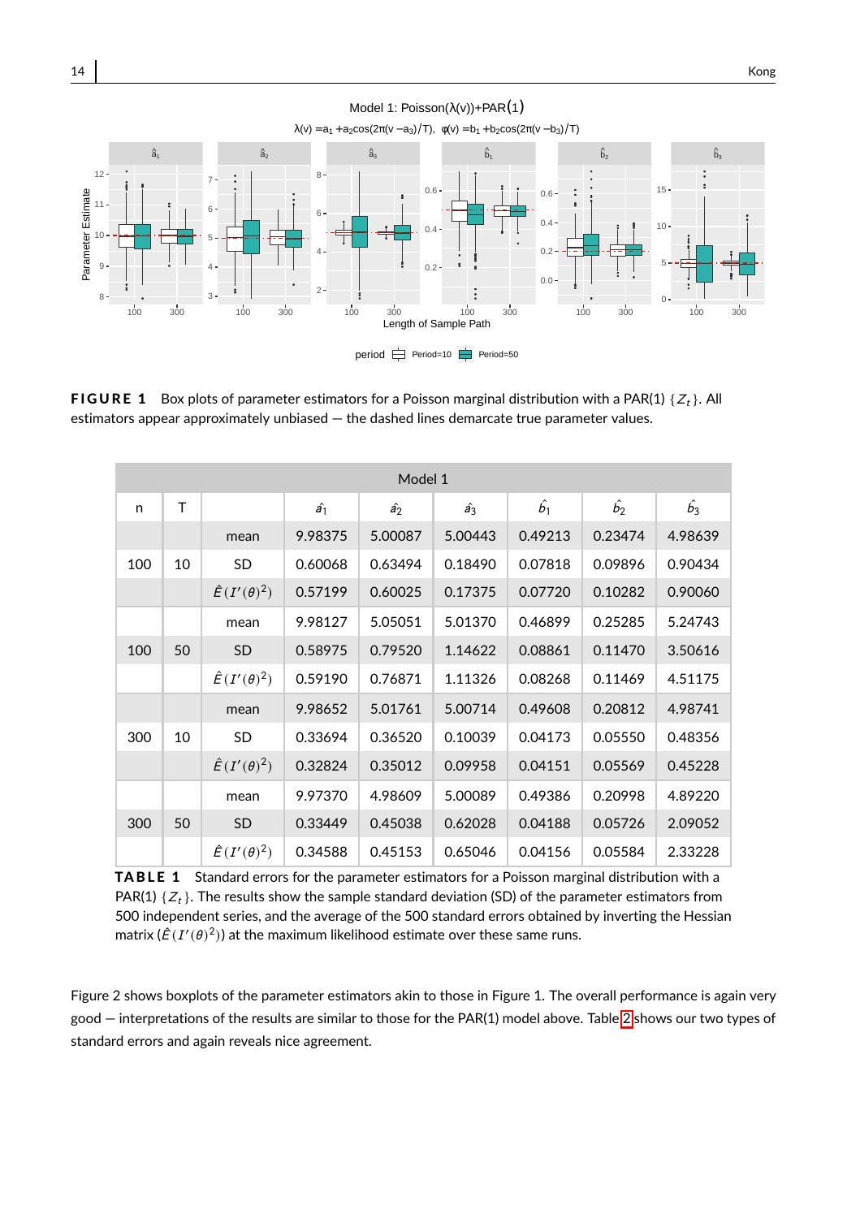**FIGURE 1** Box plots of parameter estimators for a Poisson marginal distribution with a PAR(1) $\{Z_t\}$. All estimators appear approximately unbiased — the dashed lines demarcate true parameter values.

| Model 1 | | | | | | | | |
|---|---|---|---|---|---|---|---|---|
| n | T | | $\hat{a_1}$ | $\hat{a_2}$ | $\hat{a_3}$ | $\hat{b_1}$ | $\hat{b_2}$ | $\hat{b_3}$ |
| | | mean | 9.98375 | 5.00087 | 5.00443 | 0.49213 | 0.23474 | 4.98639 |
| 100 | 10 | SD | 0.60068 | 0.63494 | 0.18490 | 0.07818 | 0.09896 | 0.90434 |
| | | $\hat{E}(I'(\theta)^2)$ | 0.57199 | 0.60025 | 0.17375 | 0.07720 | 0.10282 | 0.90060 |
| | | mean | 9.98127 | 5.05051 | 5.01370 | 0.46899 | 0.25285 | 5.24743 |
| 100 | 50 | SD | 0.58975 | 0.79520 | 1.14622 | 0.08861 | 0.11470 | 3.50616 |
| | | $\hat{E}(I'(\theta)^2)$ | 0.59190 | 0.76871 | 1.11326 | 0.08268 | 0.11469 | 4.51175 |
| | | mean | 9.98652 | 5.01761 | 5.00714 | 0.49608 | 0.20812 | 4.98741 |
| 300 | 10 | SD | 0.33694 | 0.36520 | 0.10039 | 0.04173 | 0.05550 | 0.48356 |
| | | $\hat{E}(I'(\theta)^2)$ | 0.32824 | 0.35012 | 0.09958 | 0.04151 | 0.05569 | 0.45228 |
| | | mean | 9.97370 | 4.98609 | 5.00089 | 0.49386 | 0.20998 | 4.89220 |
| 300 | 50 | SD | 0.33449 | 0.45038 | 0.62028 | 0.04188 | 0.05726 | 2.09052 |
| | | $\hat{E}(I'(\theta)^2)$ | 0.34588 | 0.45153 | 0.65046 | 0.04156 | 0.05584 | 2.33228 |

**TABLE 1** Standard errors for the parameter estimators for a Poisson marginal distribution with a PAR(1) $\{Z_t\}$. The results show the sample standard deviation (SD) of the parameter estimators from 500 independent series, and the average of the 500 standard errors obtained by inverting the Hessian matrix ($\hat{E}(I'(\theta)^2)$) at the maximum likelihood estimate over these same runs.

Figure 2 shows boxplots of the parameter estimators akin to those in Figure 1. The overall performance is again very good — interpretations of the results are similar to those for the PAR(1) model above. Table 2 shows our two types of standard errors and again reveals nice agreement.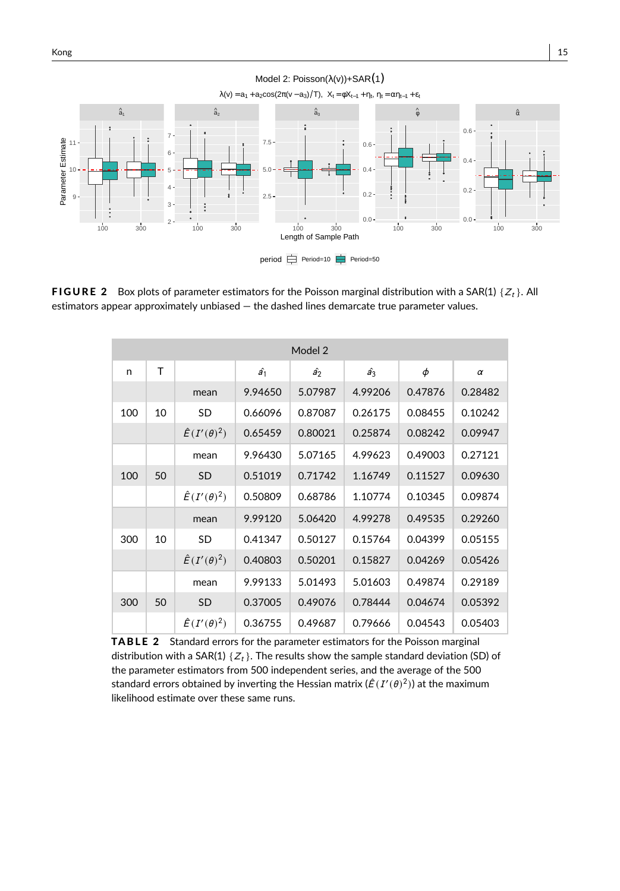**FIGURE 2** Box plots of parameter estimators for the Poisson marginal distribution with a SAR(1) $\{Z_t\}$. All estimators appear approximately unbiased — the dashed lines demarcate true parameter values.

| Model 2 | | | | | | | |
|---|---|---|---|---|---|---|---|
| n | T | | $\hat{a}_1$ | $\hat{a}_2$ | $\hat{a}_3$ | $\phi$ | $\alpha$ |
| | | mean | 9.94650 | 5.07987 | 4.99206 | 0.47876 | 0.28482 |
| 100 | 10 | SD | 0.66096 | 0.87087 | 0.26175 | 0.08455 | 0.10242 |
| | | $\hat{E}(I'(\theta)^2)$ | 0.65459 | 0.80021 | 0.25874 | 0.08242 | 0.09947 |
| | | mean | 9.96430 | 5.07165 | 4.99623 | 0.49003 | 0.27121 |
| 100 | 50 | SD | 0.51019 | 0.71742 | 1.16749 | 0.11527 | 0.09630 |
| | | $\hat{E}(I'(\theta)^2)$ | 0.50809 | 0.68786 | 1.10774 | 0.10345 | 0.09874 |
| | | mean | 9.99120 | 5.06420 | 4.99278 | 0.49535 | 0.29260 |
| 300 | 10 | SD | 0.41347 | 0.50127 | 0.15764 | 0.04399 | 0.05155 |
| | | $\hat{E}(I'(\theta)^2)$ | 0.40803 | 0.50201 | 0.15827 | 0.04269 | 0.05426 |
| | | mean | 9.99133 | 5.01493 | 5.01603 | 0.49874 | 0.29189 |
| 300 | 50 | SD | 0.37005 | 0.49076 | 0.78444 | 0.04674 | 0.05392 |
| | | $\hat{E}(I'(\theta)^2)$ | 0.36755 | 0.49687 | 0.79666 | 0.04543 | 0.05403 |

**TABLE 2** Standard errors for the parameter estimators for the Poisson marginal distribution with a SAR(1) $\{Z_t\}$. The results show the sample standard deviation (SD) of the parameter estimators from 500 independent series, and the average of the 500 standard errors obtained by inverting the Hessian matrix ($\hat{E}(I'(\theta)^2)$) at the maximum likelihood estimate over these same runs.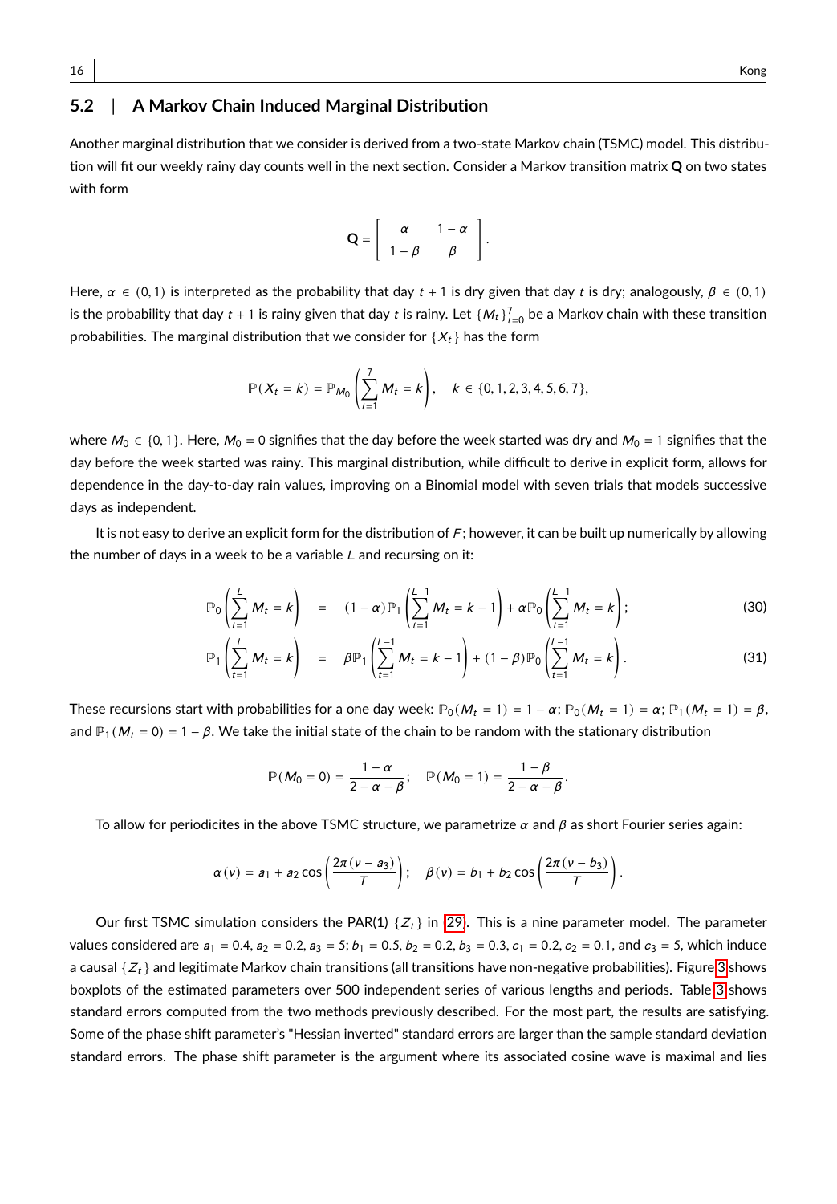## 5.2 | A Markov Chain Induced Marginal Distribution

Another marginal distribution that we consider is derived from a two-state Markov chain (TSMC) model. This distribution will fit our weekly rainy day counts well in the next section. Consider a Markov transition matrix $\mathbf{Q}$ on two states with form

$$\mathbf{Q} = \begin{bmatrix} \alpha & 1-\alpha \\ 1-\beta & \beta \end{bmatrix}.$$

Here, $\alpha \in (0,1)$ is interpreted as the probability that day $t+1$ is dry given that day $t$ is dry; analogously, $\beta \in (0,1)$ is the probability that day $t+1$ is rainy given that day $t$ is rainy. Let $\{M_t\}_{t=0}^{7}$ be a Markov chain with these transition probabilities. The marginal distribution that we consider for $\{X_t\}$ has the form

$$\mathbb{P}(X_t = k) = \mathbb{P}_{M_0}\left(\sum_{t=1}^{7} M_t = k\right), \quad k \in \{0,1,2,3,4,5,6,7\},$$

where $M_0 \in \{0,1\}$. Here, $M_0 = 0$ signifies that the day before the week started was dry and $M_0 = 1$ signifies that the day before the week started was rainy. This marginal distribution, while difficult to derive in explicit form, allows for dependence in the day-to-day rain values, improving on a Binomial model with seven trials that models successive days as independent.

It is not easy to derive an explicit form for the distribution of $F$; however, it can be built up numerically by allowing the number of days in a week to be a variable $L$ and recursing on it:

$$\mathbb{P}_0\left(\sum_{t=1}^{L} M_t = k\right) = (1-\alpha)\mathbb{P}_1\left(\sum_{t=1}^{L-1} M_t = k-1\right) + \alpha \mathbb{P}_0\left(\sum_{t=1}^{L-1} M_t = k\right); \tag{30}$$

$$\mathbb{P}_1\left(\sum_{t=1}^{L} M_t = k\right) = \beta \mathbb{P}_1\left(\sum_{t=1}^{L-1} M_t = k-1\right) + (1-\beta)\mathbb{P}_0\left(\sum_{t=1}^{L-1} M_t = k\right). \tag{31}$$

These recursions start with probabilities for a one day week: $\mathbb{P}_0(M_t = 1) = 1-\alpha$; $\mathbb{P}_0(M_t = 1) = \alpha$; $\mathbb{P}_1(M_t = 1) = \beta$, and $\mathbb{P}_1(M_t = 0) = 1-\beta$. We take the initial state of the chain to be random with the stationary distribution

$$\mathbb{P}(M_0 = 0) = \frac{1-\alpha}{2-\alpha-\beta}; \quad \mathbb{P}(M_0 = 1) = \frac{1-\beta}{2-\alpha-\beta}.$$

To allow for periodicites in the above TSMC structure, we parametrize $\alpha$ and $\beta$ as short Fourier series again:

$$\alpha(\nu) = a_1 + a_2 \cos\left(\frac{2\pi(\nu - a_3)}{T}\right); \quad \beta(\nu) = b_1 + b_2 \cos\left(\frac{2\pi(\nu - b_3)}{T}\right).$$

Our first TSMC simulation considers the PAR(1) $\{Z_t\}$ in [29]. This is a nine parameter model. The parameter values considered are $a_1 = 0.4$, $a_2 = 0.2$, $a_3 = 5$; $b_1 = 0.5$, $b_2 = 0.2$, $b_3 = 0.3$, $c_1 = 0.2$, $c_2 = 0.1$, and $c_3 = 5$, which induce a causal $\{Z_t\}$ and legitimate Markov chain transitions (all transitions have non-negative probabilities). Figure 3 shows boxplots of the estimated parameters over 500 independent series of various lengths and periods. Table 3 shows standard errors computed from the two methods previously described. For the most part, the results are satisfying. Some of the phase shift parameter's "Hessian inverted" standard errors are larger than the sample standard deviation standard errors. The phase shift parameter is the argument where its associated cosine wave is maximal and lies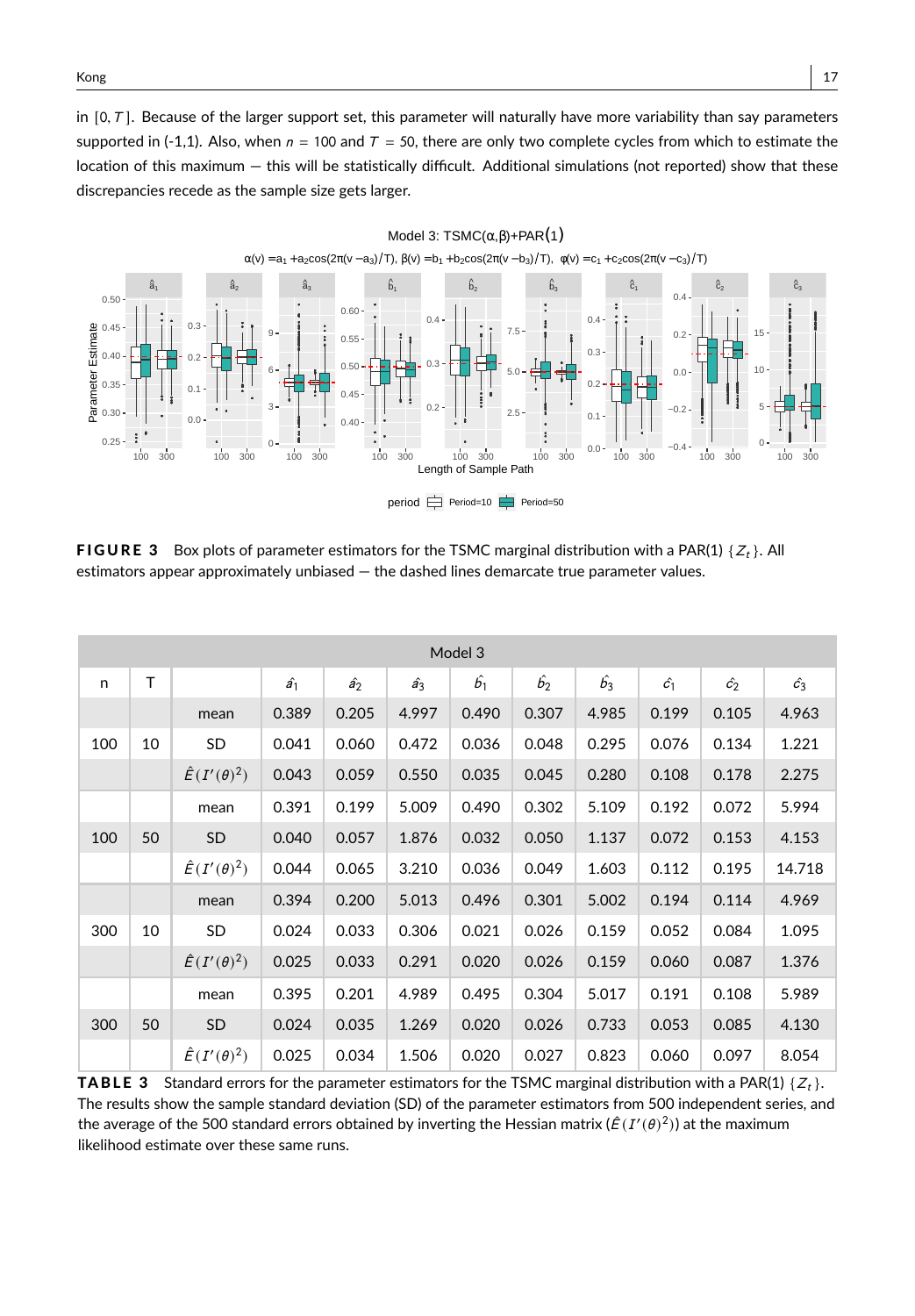in $[0, T]$. Because of the larger support set, this parameter will naturally have more variability than say parameters supported in (-1,1). Also, when $n = 100$ and $T = 50$, there are only two complete cycles from which to estimate the location of this maximum — this will be statistically difficult. Additional simulations (not reported) show that these discrepancies recede as the sample size gets larger.

**FIGURE 3** Box plots of parameter estimators for the TSMC marginal distribution with a PAR(1) $\{Z_t\}$. All estimators appear approximately unbiased — the dashed lines demarcate true parameter values.

| Model 3 | | | | | | | | | | | |
|---|---|---|---|---|---|---|---|---|---|---|---|
| n | T | | $\hat{a}_1$ | $\hat{a}_2$ | $\hat{a}_3$ | $\hat{b}_1$ | $\hat{b}_2$ | $\hat{b}_3$ | $\hat{c}_1$ | $\hat{c}_2$ | $\hat{c}_3$ |
| | | mean | 0.389 | 0.205 | 4.997 | 0.490 | 0.307 | 4.985 | 0.199 | 0.105 | 4.963 |
| 100 | 10 | SD | 0.041 | 0.060 | 0.472 | 0.036 | 0.048 | 0.295 | 0.076 | 0.134 | 1.221 |
| | | $\hat{E}(I'(\theta)^2)$ | 0.043 | 0.059 | 0.550 | 0.035 | 0.045 | 0.280 | 0.108 | 0.178 | 2.275 |
| | | mean | 0.391 | 0.199 | 5.009 | 0.490 | 0.302 | 5.109 | 0.192 | 0.072 | 5.994 |
| 100 | 50 | SD | 0.040 | 0.057 | 1.876 | 0.032 | 0.050 | 1.137 | 0.072 | 0.153 | 4.153 |
| | | $\hat{E}(I'(\theta)^2)$ | 0.044 | 0.065 | 3.210 | 0.036 | 0.049 | 1.603 | 0.112 | 0.195 | 14.718 |
| | | mean | 0.394 | 0.200 | 5.013 | 0.496 | 0.301 | 5.002 | 0.194 | 0.114 | 4.969 |
| 300 | 10 | SD | 0.024 | 0.033 | 0.306 | 0.021 | 0.026 | 0.159 | 0.052 | 0.084 | 1.095 |
| | | $\hat{E}(I'(\theta)^2)$ | 0.025 | 0.033 | 0.291 | 0.020 | 0.026 | 0.159 | 0.060 | 0.087 | 1.376 |
| | | mean | 0.395 | 0.201 | 4.989 | 0.495 | 0.304 | 5.017 | 0.191 | 0.108 | 5.989 |
| 300 | 50 | SD | 0.024 | 0.035 | 1.269 | 0.020 | 0.026 | 0.733 | 0.053 | 0.085 | 4.130 |
| | | $\hat{E}(I'(\theta)^2)$ | 0.025 | 0.034 | 1.506 | 0.020 | 0.027 | 0.823 | 0.060 | 0.097 | 8.054 |

**TABLE 3** Standard errors for the parameter estimators for the TSMC marginal distribution with a PAR(1) $\{Z_t\}$. The results show the sample standard deviation (SD) of the parameter estimators from 500 independent series, and the average of the 500 standard errors obtained by inverting the Hessian matrix ($\hat{E}(I'(\theta)^2)$) at the maximum likelihood estimate over these same runs.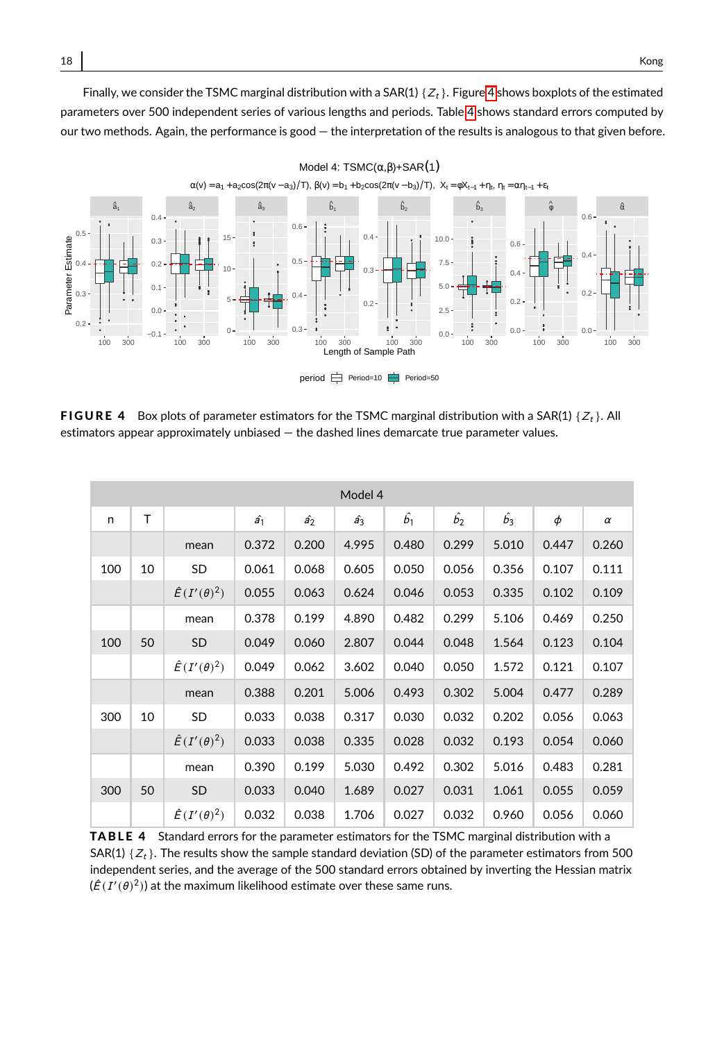Finally, we consider the TSMC marginal distribution with a SAR(1) $\{Z_t\}$. Figure 4 shows boxplots of the estimated parameters over 500 independent series of various lengths and periods. Table 4 shows standard errors computed by our two methods. Again, the performance is good — the interpretation of the results is analogous to that given before.

**FIGURE 4** Box plots of parameter estimators for the TSMC marginal distribution with a SAR(1) $\{Z_t\}$. All estimators appear approximately unbiased — the dashed lines demarcate true parameter values.

| Model 4 | | | | | | | | | | |
|---|---|---|---|---|---|---|---|---|---|---|
| n | T | | $\hat{a}_1$ | $\hat{a}_2$ | $\hat{a}_3$ | $\hat{b}_1$ | $\hat{b}_2$ | $\hat{b}_3$ | $\phi$ | $\alpha$ |
| | | mean | 0.372 | 0.200 | 4.995 | 0.480 | 0.299 | 5.010 | 0.447 | 0.260 |
| 100 | 10 | SD | 0.061 | 0.068 | 0.605 | 0.050 | 0.056 | 0.356 | 0.107 | 0.111 |
| | | $\hat{E}(I'(\theta)^2)$ | 0.055 | 0.063 | 0.624 | 0.046 | 0.053 | 0.335 | 0.102 | 0.109 |
| | | mean | 0.378 | 0.199 | 4.890 | 0.482 | 0.299 | 5.106 | 0.469 | 0.250 |
| 100 | 50 | SD | 0.049 | 0.060 | 2.807 | 0.044 | 0.048 | 1.564 | 0.123 | 0.104 |
| | | $\hat{E}(I'(\theta)^2)$ | 0.049 | 0.062 | 3.602 | 0.040 | 0.050 | 1.572 | 0.121 | 0.107 |
| | | mean | 0.388 | 0.201 | 5.006 | 0.493 | 0.302 | 5.004 | 0.477 | 0.289 |
| 300 | 10 | SD | 0.033 | 0.038 | 0.317 | 0.030 | 0.032 | 0.202 | 0.056 | 0.063 |
| | | $\hat{E}(I'(\theta)^2)$ | 0.033 | 0.038 | 0.335 | 0.028 | 0.032 | 0.193 | 0.054 | 0.060 |
| | | mean | 0.390 | 0.199 | 5.030 | 0.492 | 0.302 | 5.016 | 0.483 | 0.281 |
| 300 | 50 | SD | 0.033 | 0.040 | 1.689 | 0.027 | 0.031 | 1.061 | 0.055 | 0.059 |
| | | $\hat{E}(I'(\theta)^2)$ | 0.032 | 0.038 | 1.706 | 0.027 | 0.032 | 0.960 | 0.056 | 0.060 |

**TABLE 4** Standard errors for the parameter estimators for the TSMC marginal distribution with a SAR(1) $\{Z_t\}$. The results show the sample standard deviation (SD) of the parameter estimators from 500 independent series, and the average of the 500 standard errors obtained by inverting the Hessian matrix ($\hat{E}(I'(\theta)^2)$) at the maximum likelihood estimate over these same runs.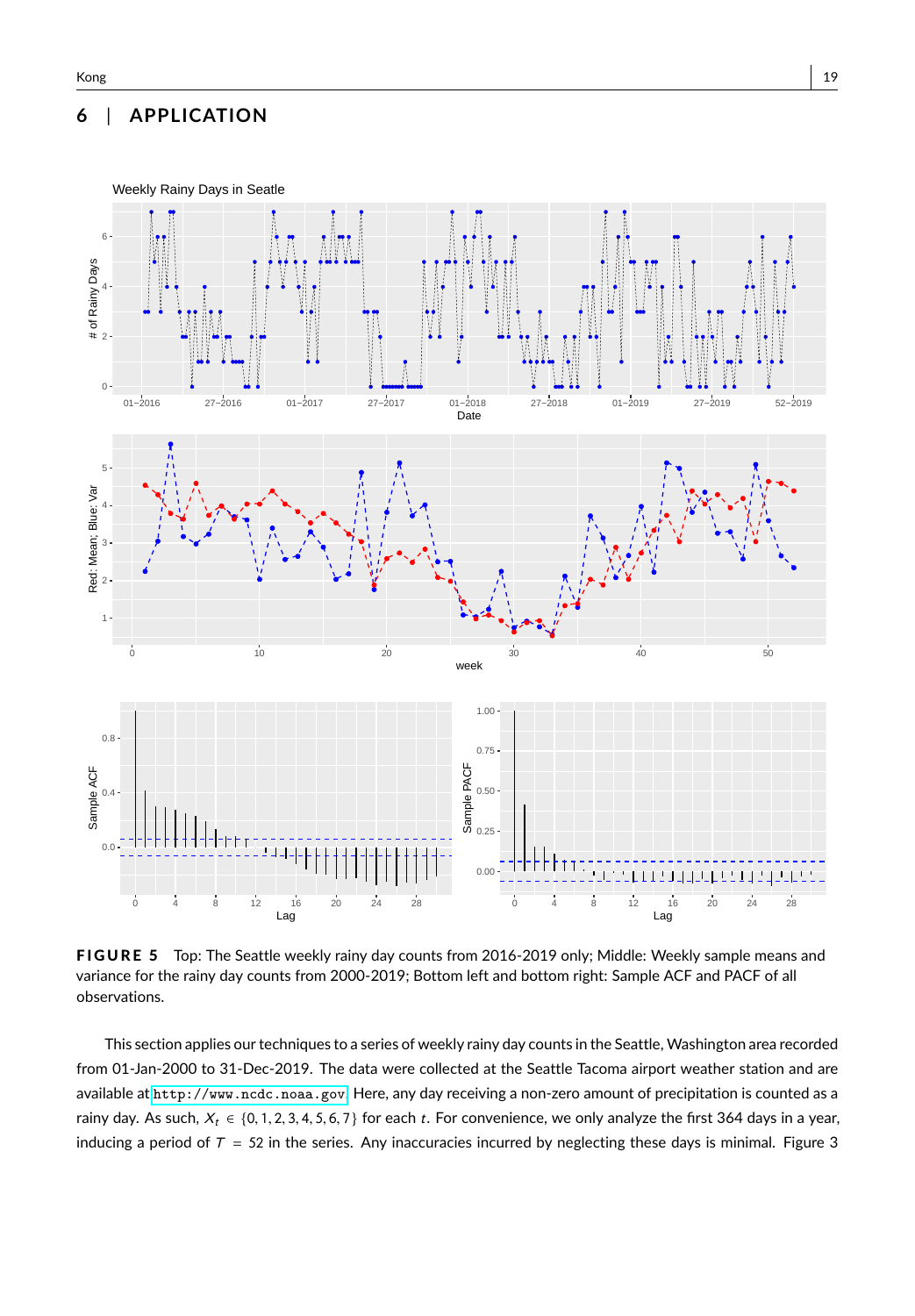## 6 | APPLICATION

**FIGURE 5** Top: The Seattle weekly rainy day counts from 2016-2019 only; Middle: Weekly sample means and variance for the rainy day counts from 2000-2019; Bottom left and bottom right: Sample ACF and PACF of all observations.

This section applies our techniques to a series of weekly rainy day counts in the Seattle, Washington area recorded from 01-Jan-2000 to 31-Dec-2019. The data were collected at the Seattle Tacoma airport weather station and are available at http://www.ncdc.noaa.gov. Here, any day receiving a non-zero amount of precipitation is counted as a rainy day. As such, $X_t \in \{0, 1, 2, 3, 4, 5, 6, 7\}$ for each $t$. For convenience, we only analyze the first 364 days in a year, inducing a period of $T = 52$ in the series. Any inaccuracies incurred by neglecting these days is minimal. Figure 3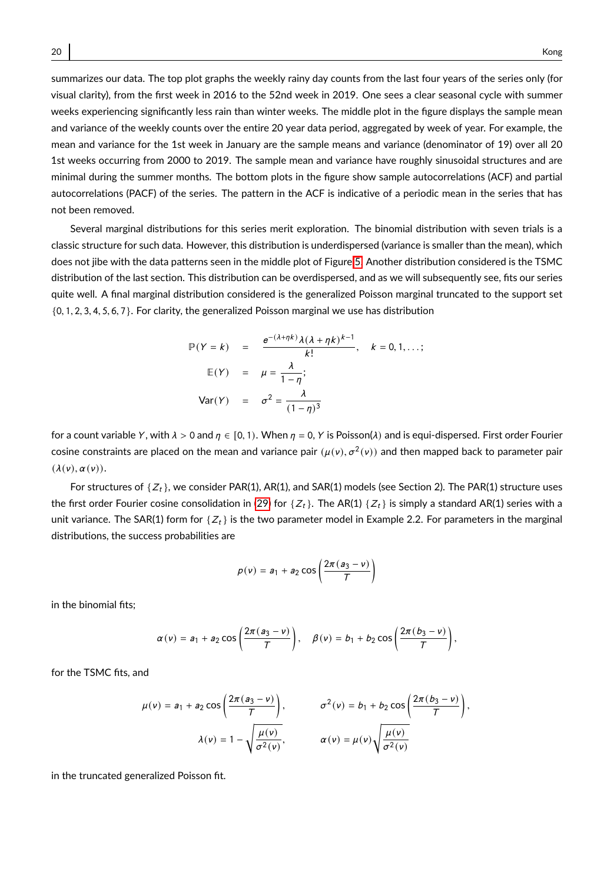summarizes our data. The top plot graphs the weekly rainy day counts from the last four years of the series only (for visual clarity), from the first week in 2016 to the 52nd week in 2019. One sees a clear seasonal cycle with summer weeks experiencing significantly less rain than winter weeks. The middle plot in the figure displays the sample mean and variance of the weekly counts over the entire 20 year data period, aggregated by week of year. For example, the mean and variance for the 1st week in January are the sample means and variance (denominator of 19) over all 20 1st weeks occurring from 2000 to 2019. The sample mean and variance have roughly sinusoidal structures and are minimal during the summer months. The bottom plots in the figure show sample autocorrelations (ACF) and partial autocorrelations (PACF) of the series. The pattern in the ACF is indicative of a periodic mean in the series that has not been removed.

Several marginal distributions for this series merit exploration. The binomial distribution with seven trials is a classic structure for such data. However, this distribution is underdispersed (variance is smaller than the mean), which does not jibe with the data patterns seen in the middle plot of Figure 5. Another distribution considered is the TSMC distribution of the last section. This distribution can be overdispersed, and as we will subsequently see, fits our series quite well. A final marginal distribution considered is the generalized Poisson marginal truncated to the support set $\{0, 1, 2, 3, 4, 5, 6, 7\}$. For clarity, the generalized Poisson marginal we use has distribution

$$
\begin{aligned}
\mathbb{P}(Y = k) &= \frac{e^{-(\lambda+\eta k)}\lambda(\lambda+\eta k)^{k-1}}{k!}, \quad k = 0, 1, \ldots; \\
\mathbb{E}(Y) &= \mu = \frac{\lambda}{1-\eta}; \\
\mathrm{Var}(Y) &= \sigma^2 = \frac{\lambda}{(1-\eta)^3}
\end{aligned}
$$

for a count variable $Y$, with $\lambda > 0$ and $\eta \in [0, 1)$. When $\eta = 0$, $Y$ is Poisson($\lambda$) and is equi-dispersed. First order Fourier cosine constraints are placed on the mean and variance pair $(\mu(\nu), \sigma^2(\nu))$ and then mapped back to parameter pair $(\lambda(\nu), \alpha(\nu))$.

For structures of $\{Z_t\}$, we consider PAR(1), AR(1), and SAR(1) models (see Section 2). The PAR(1) structure uses the first order Fourier cosine consolidation in (29) for $\{Z_t\}$. The AR(1) $\{Z_t\}$ is simply a standard AR(1) series with a unit variance. The SAR(1) form for $\{Z_t\}$ is the two parameter model in Example 2.2. For parameters in the marginal distributions, the success probabilities are

$$
p(\nu) = a_1 + a_2 \cos\left(\frac{2\pi(a_3 - \nu)}{T}\right)
$$

in the binomial fits;

$$
\alpha(\nu) = a_1 + a_2 \cos\left(\frac{2\pi(a_3 - \nu)}{T}\right), \quad \beta(\nu) = b_1 + b_2 \cos\left(\frac{2\pi(b_3 - \nu)}{T}\right),
$$

for the TSMC fits, and

$$
\begin{aligned}
\mu(\nu) &= a_1 + a_2 \cos\left(\frac{2\pi(a_3 - \nu)}{T}\right), \qquad & \sigma^2(\nu) &= b_1 + b_2 \cos\left(\frac{2\pi(b_3 - \nu)}{T}\right), \\
\lambda(\nu) &= 1 - \sqrt{\frac{\mu(\nu)}{\sigma^2(\nu)}}, \qquad & \alpha(\nu) &= \mu(\nu)\sqrt{\frac{\mu(\nu)}{\sigma^2(\nu)}}
\end{aligned}
$$

in the truncated generalized Poisson fit.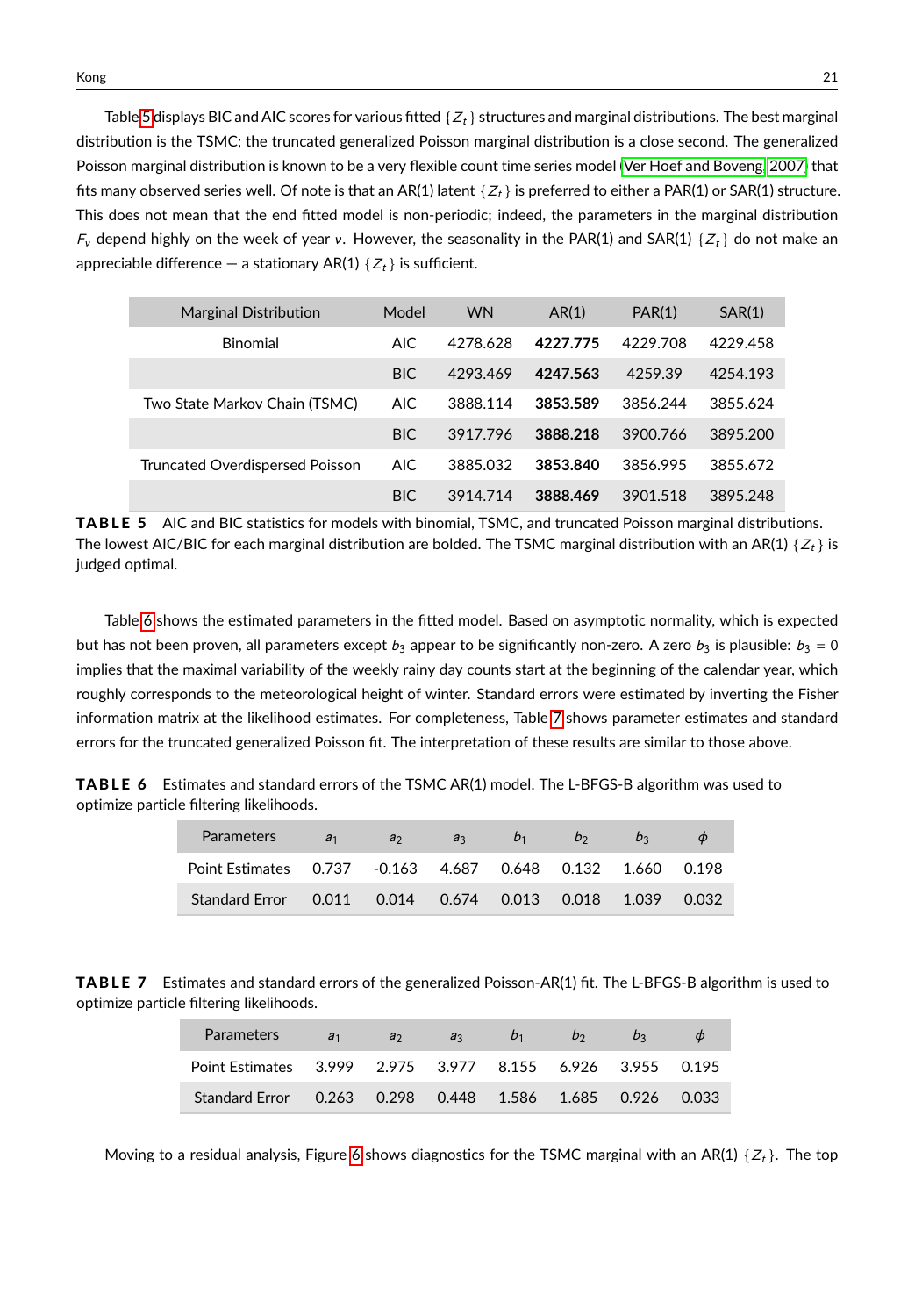Table 5 displays BIC and AIC scores for various fitted $\{Z_t\}$ structures and marginal distributions. The best marginal distribution is the TSMC; the truncated generalized Poisson marginal distribution is a close second. The generalized Poisson marginal distribution is known to be a very flexible count time series model (Ver Hoef and Boveng, 2007) that fits many observed series well. Of note is that an AR(1) latent $\{Z_t\}$ is preferred to either a PAR(1) or SAR(1) structure. This does not mean that the end fitted model is non-periodic; indeed, the parameters in the marginal distribution $F_\nu$ depend highly on the week of year $\nu$. However, the seasonality in the PAR(1) and SAR(1) $\{Z_t\}$ do not make an appreciable difference — a stationary AR(1) $\{Z_t\}$ is sufficient.

| Marginal Distribution | Model | WN | AR(1) | PAR(1) | SAR(1) |
|---|---|---|---|---|---|
| Binomial | AIC | 4278.628 | **4227.775** | 4229.708 | 4229.458 |
| | BIC | 4293.469 | **4247.563** | 4259.39 | 4254.193 |
| Two State Markov Chain (TSMC) | AIC | 3888.114 | **3853.589** | 3856.244 | 3855.624 |
| | BIC | 3917.796 | **3888.218** | 3900.766 | 3895.200 |
| Truncated Overdispersed Poisson | AIC | 3885.032 | **3853.840** | 3856.995 | 3855.672 |
| | BIC | 3914.714 | **3888.469** | 3901.518 | 3895.248 |

**TABLE 5** AIC and BIC statistics for models with binomial, TSMC, and truncated Poisson marginal distributions. The lowest AIC/BIC for each marginal distribution are bolded. The TSMC marginal distribution with an AR(1) $\{Z_t\}$ is judged optimal.

Table 6 shows the estimated parameters in the fitted model. Based on asymptotic normality, which is expected but has not been proven, all parameters except $b_3$ appear to be significantly non-zero. A zero $b_3$ is plausible: $b_3 = 0$ implies that the maximal variability of the weekly rainy day counts start at the beginning of the calendar year, which roughly corresponds to the meteorological height of winter. Standard errors were estimated by inverting the Fisher information matrix at the likelihood estimates. For completeness, Table 7 shows parameter estimates and standard errors for the truncated generalized Poisson fit. The interpretation of these results are similar to those above.

**TABLE 6** Estimates and standard errors of the TSMC AR(1) model. The L-BFGS-B algorithm was used to optimize particle filtering likelihoods.

| Parameters | $a_1$ | $a_2$ | $a_3$ | $b_1$ | $b_2$ | $b_3$ | $\phi$ |
|---|---|---|---|---|---|---|---|
| Point Estimates | 0.737 | -0.163 | 4.687 | 0.648 | 0.132 | 1.660 | 0.198 |
| Standard Error | 0.011 | 0.014 | 0.674 | 0.013 | 0.018 | 1.039 | 0.032 |

**TABLE 7** Estimates and standard errors of the generalized Poisson-AR(1) fit. The L-BFGS-B algorithm is used to optimize particle filtering likelihoods.

| Parameters | $a_1$ | $a_2$ | $a_3$ | $b_1$ | $b_2$ | $b_3$ | $\phi$ |
|---|---|---|---|---|---|---|---|
| Point Estimates | 3.999 | 2.975 | 3.977 | 8.155 | 6.926 | 3.955 | 0.195 |
| Standard Error | 0.263 | 0.298 | 0.448 | 1.586 | 1.685 | 0.926 | 0.033 |

Moving to a residual analysis, Figure 6 shows diagnostics for the TSMC marginal with an AR(1) $\{Z_t\}$. The top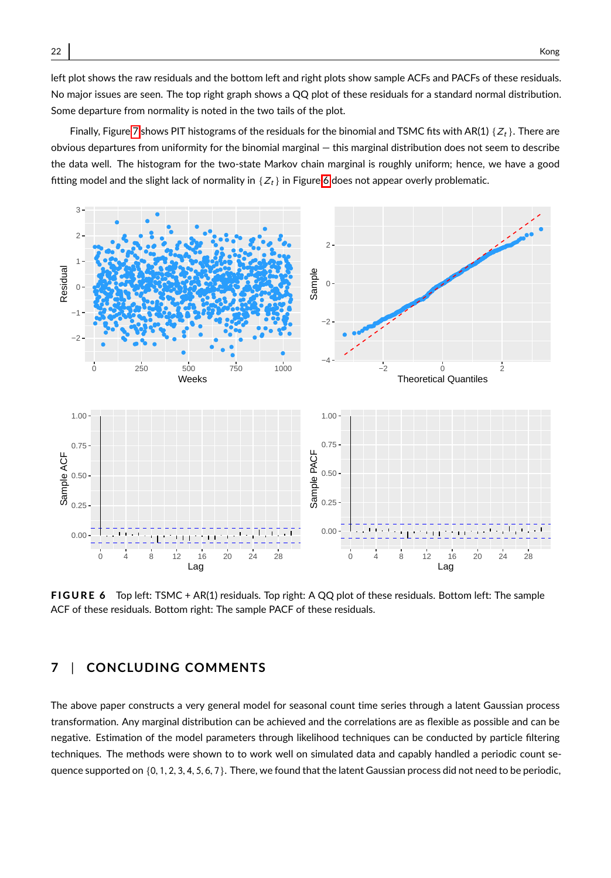left plot shows the raw residuals and the bottom left and right plots show sample ACFs and PACFs of these residuals. No major issues are seen. The top right graph shows a QQ plot of these residuals for a standard normal distribution. Some departure from normality is noted in the two tails of the plot.

Finally, Figure 7 shows PIT histograms of the residuals for the binomial and TSMC fits with AR(1) $\{Z_t\}$. There are obvious departures from uniformity for the binomial marginal — this marginal distribution does not seem to describe the data well. The histogram for the two-state Markov chain marginal is roughly uniform; hence, we have a good fitting model and the slight lack of normality in $\{Z_t\}$ in Figure 6 does not appear overly problematic.

**FIGURE 6** Top left: TSMC + AR(1) residuals. Top right: A QQ plot of these residuals. Bottom left: The sample ACF of these residuals. Bottom right: The sample PACF of these residuals.

## 7 | CONCLUDING COMMENTS

The above paper constructs a very general model for seasonal count time series through a latent Gaussian process transformation. Any marginal distribution can be achieved and the correlations are as flexible as possible and can be negative. Estimation of the model parameters through likelihood techniques can be conducted by particle filtering techniques. The methods were shown to to work well on simulated data and capably handled a periodic count sequence supported on $\{0, 1, 2, 3, 4, 5, 6, 7\}$. There, we found that the latent Gaussian process did not need to be periodic,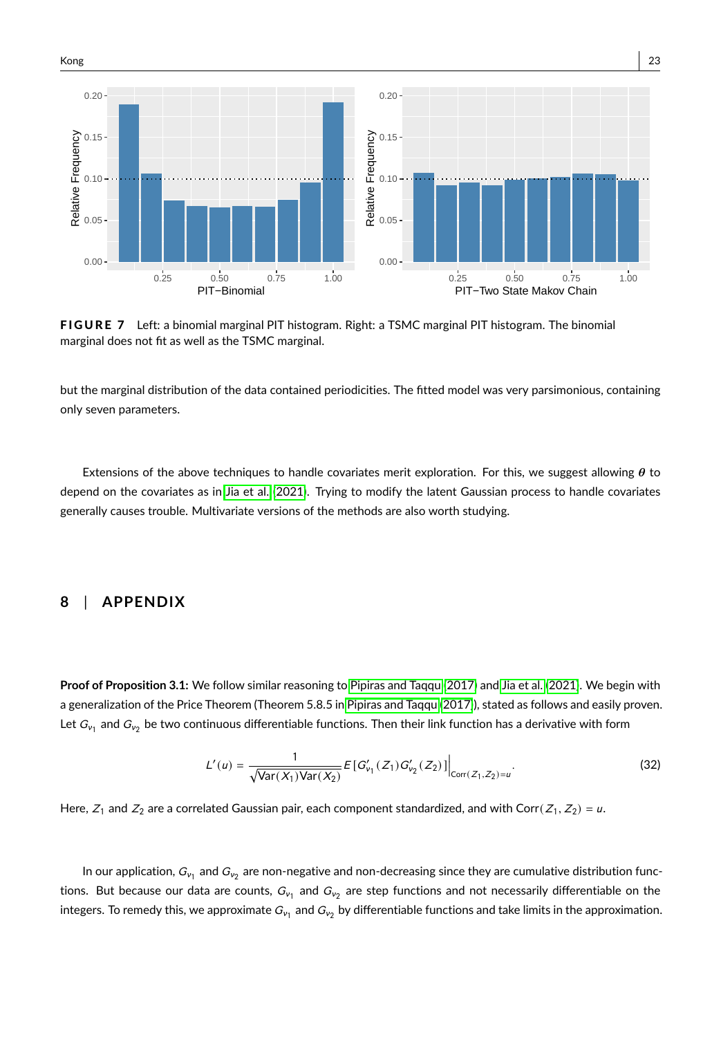**FIGURE 7** Left: a binomial marginal PIT histogram. Right: a TSMC marginal PIT histogram. The binomial marginal does not fit as well as the TSMC marginal.

but the marginal distribution of the data contained periodicities. The fitted model was very parsimonious, containing only seven parameters.

Extensions of the above techniques to handle covariates merit exploration. For this, we suggest allowing $\boldsymbol{\theta}$ to depend on the covariates as in Jia et al. (2021). Trying to modify the latent Gaussian process to handle covariates generally causes trouble. Multivariate versions of the methods are also worth studying.

## 8 | APPENDIX

**Proof of Proposition 3.1:** We follow similar reasoning to Pipiras and Taqqu (2017) and Jia et al. (2021). We begin with a generalization of the Price Theorem (Theorem 5.8.5 in Pipiras and Taqqu (2017)), stated as follows and easily proven. Let $G_{\nu_1}$ and $G_{\nu_2}$ be two continuous differentiable functions. Then their link function has a derivative with form

$$L'(u) = \frac{1}{\sqrt{\mathrm{Var}(X_1)\mathrm{Var}(X_2)}} E\left[G'_{\nu_1}(Z_1)G'_{\nu_2}(Z_2)\right]\Big|_{\mathrm{Corr}(Z_1,Z_2)=u}. \tag{32}$$

Here, $Z_1$ and $Z_2$ are a correlated Gaussian pair, each component standardized, and with $\mathrm{Corr}(Z_1, Z_2) = u$.

In our application, $G_{\nu_1}$ and $G_{\nu_2}$ are non-negative and non-decreasing since they are cumulative distribution functions. But because our data are counts, $G_{\nu_1}$ and $G_{\nu_2}$ are step functions and not necessarily differentiable on the integers. To remedy this, we approximate $G_{\nu_1}$ and $G_{\nu_2}$ by differentiable functions and take limits in the approximation.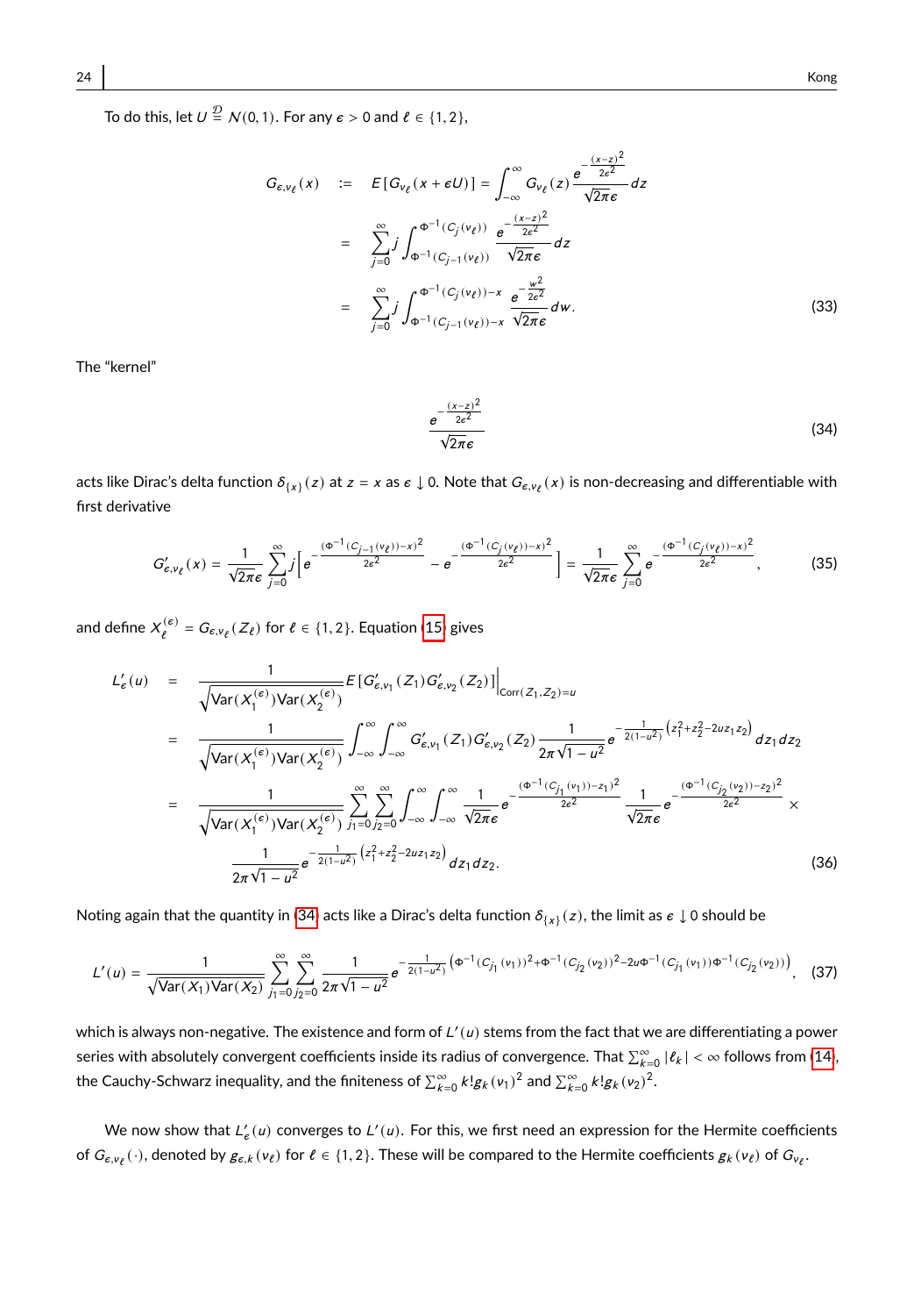To do this, let $U \stackrel{\mathcal{D}}{=} \mathcal{N}(0,1)$. For any $\epsilon > 0$ and $\ell \in \{1,2\}$,

$$
\begin{aligned}
G_{\epsilon,v_\ell}(x) &:= E[G_{v_\ell}(x+\epsilon U)] = \int_{-\infty}^{\infty} G_{v_\ell}(z)\frac{e^{-\frac{(x-z)^2}{2\epsilon^2}}}{\sqrt{2\pi}\epsilon}dz \\
&= \sum_{j=0}^{\infty} j\int_{\Phi^{-1}(C_{j-1}(v_\ell))}^{\Phi^{-1}(C_j(v_\ell))} \frac{e^{-\frac{(x-z)^2}{2\epsilon^2}}}{\sqrt{2\pi}\epsilon}dz \\
&= \sum_{j=0}^{\infty} j\int_{\Phi^{-1}(C_{j-1}(v_\ell))-x}^{\Phi^{-1}(C_j(v_\ell))-x} \frac{e^{-\frac{w^2}{2\epsilon^2}}}{\sqrt{2\pi}\epsilon}dw. \qquad (33)
\end{aligned}
$$

The "kernel"

$$
\frac{e^{-\frac{(x-z)^2}{2\epsilon^2}}}{\sqrt{2\pi}\epsilon} \qquad (34)
$$

acts like Dirac's delta function $\delta_{\{x\}}(z)$ at $z = x$ as $\epsilon \downarrow 0$. Note that $G_{\epsilon,v_\ell}(x)$ is non-decreasing and differentiable with first derivative

$$
G'_{\epsilon,v_\ell}(x) = \frac{1}{\sqrt{2\pi}\epsilon}\sum_{j=0}^{\infty} j\left[e^{-\frac{(\Phi^{-1}(C_{j-1}(v_\ell))-x)^2}{2\epsilon^2}} - e^{-\frac{(\Phi^{-1}(C_j(v_\ell))-x)^2}{2\epsilon^2}}\right] = \frac{1}{\sqrt{2\pi}\epsilon}\sum_{j=0}^{\infty} e^{-\frac{(\Phi^{-1}(C_j(v_\ell))-x)^2}{2\epsilon^2}}, \qquad (35)
$$

and define $X_\ell^{(\epsilon)} = G_{\epsilon,v_\ell}(Z_\ell)$ for $\ell \in \{1,2\}$. Equation (15) gives

$$
\begin{aligned}
L'_\epsilon(u) &= \frac{1}{\sqrt{\operatorname{Var}(X_1^{(\epsilon)})\operatorname{Var}(X_2^{(\epsilon)})}} E[G'_{\epsilon,v_1}(Z_1)G'_{\epsilon,v_2}(Z_2)]\Big|_{\operatorname{Corr}(Z_1,Z_2)=u} \\
&= \frac{1}{\sqrt{\operatorname{Var}(X_1^{(\epsilon)})\operatorname{Var}(X_2^{(\epsilon)})}} \int_{-\infty}^{\infty}\int_{-\infty}^{\infty} G'_{\epsilon,v_1}(Z_1)G'_{\epsilon,v_2}(Z_2)\frac{1}{2\pi\sqrt{1-u^2}}e^{-\frac{1}{2(1-u^2)}\left(z_1^2+z_2^2-2uz_1z_2\right)}dz_1dz_2 \\
&= \frac{1}{\sqrt{\operatorname{Var}(X_1^{(\epsilon)})\operatorname{Var}(X_2^{(\epsilon)})}} \sum_{j_1=0}^{\infty}\sum_{j_2=0}^{\infty}\int_{-\infty}^{\infty}\int_{-\infty}^{\infty} \frac{1}{\sqrt{2\pi}\epsilon}e^{-\frac{(\Phi^{-1}(C_{j_1}(v_1))-z_1)^2}{2\epsilon^2}} \frac{1}{\sqrt{2\pi}\epsilon}e^{-\frac{(\Phi^{-1}(C_{j_2}(v_2))-z_2)^2}{2\epsilon^2}} \times \\
&\qquad \frac{1}{2\pi\sqrt{1-u^2}}e^{-\frac{1}{2(1-u^2)}\left(z_1^2+z_2^2-2uz_1z_2\right)}dz_1dz_2. \qquad (36)
\end{aligned}
$$

Noting again that the quantity in (34) acts like a Dirac's delta function $\delta_{\{x\}}(z)$, the limit as $\epsilon \downarrow 0$ should be

$$
L'(u) = \frac{1}{\sqrt{\operatorname{Var}(X_1)\operatorname{Var}(X_2)}}\sum_{j_1=0}^{\infty}\sum_{j_2=0}^{\infty}\frac{1}{2\pi\sqrt{1-u^2}}e^{-\frac{1}{2(1-u^2)}\left(\Phi^{-1}(C_{j_1}(v_1))^2+\Phi^{-1}(C_{j_2}(v_2))^2-2u\Phi^{-1}(C_{j_1}(v_1))\Phi^{-1}(C_{j_2}(v_2))\right)}, \qquad (37)
$$

which is always non-negative. The existence and form of $L'(u)$ stems from the fact that we are differentiating a power series with absolutely convergent coefficients inside its radius of convergence. That $\sum_{k=0}^{\infty}|\ell_k| < \infty$ follows from (14), the Cauchy-Schwarz inequality, and the finiteness of $\sum_{k=0}^{\infty} k!g_k(v_1)^2$ and $\sum_{k=0}^{\infty} k!g_k(v_2)^2$.

We now show that $L'_\epsilon(u)$ converges to $L'(u)$. For this, we first need an expression for the Hermite coefficients of $G_{\epsilon,v_\ell}(\cdot)$, denoted by $g_{\epsilon,k}(v_\ell)$ for $\ell \in \{1,2\}$. These will be compared to the Hermite coefficients $g_k(v_\ell)$ of $G_{v_\ell}$.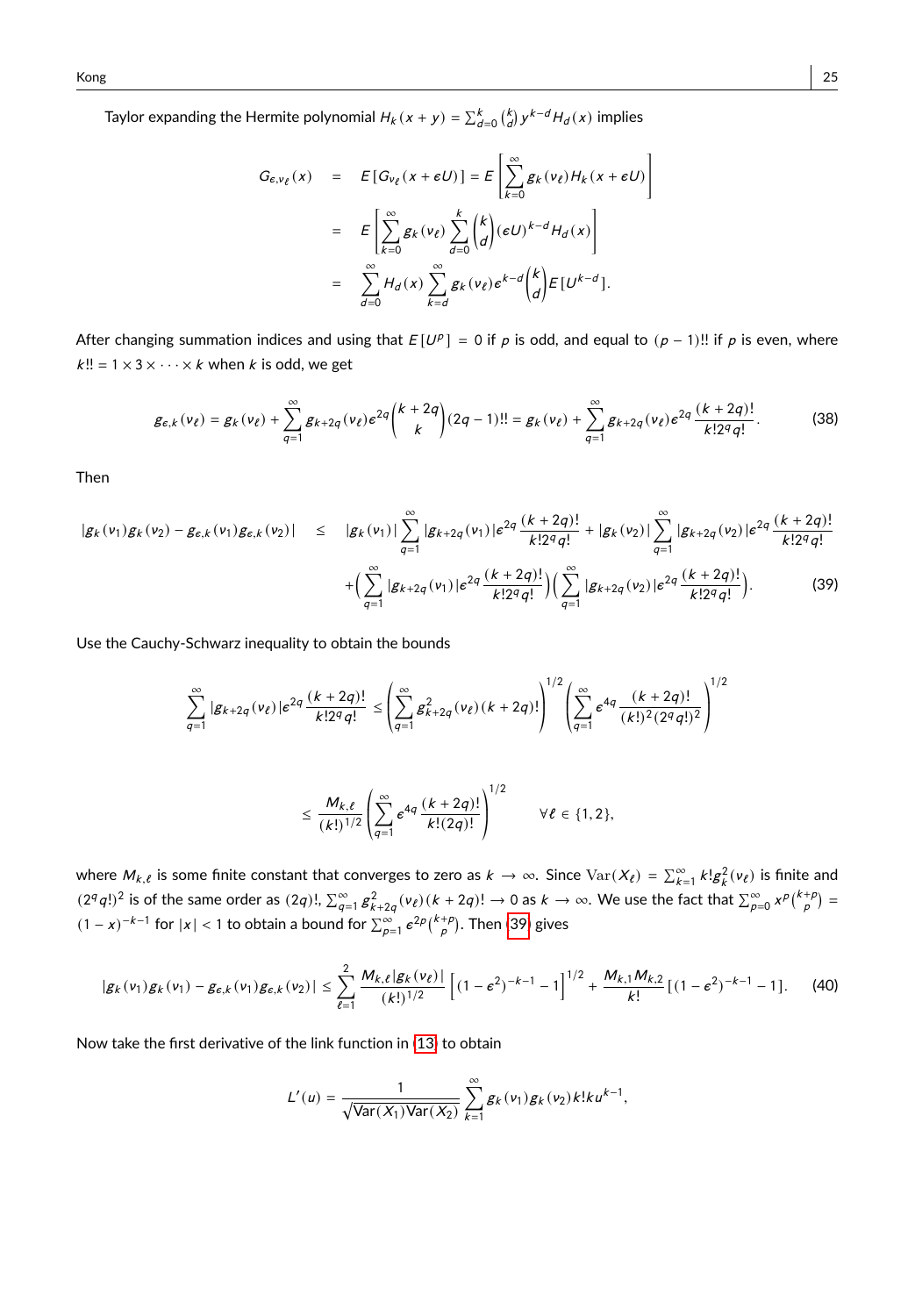Taylor expanding the Hermite polynomial $H_k(x+y) = \sum_{d=0}^{k} \binom{k}{d} y^{k-d} H_d(x)$ implies

$$
\begin{aligned}
G_{\epsilon,\nu_\ell}(x) &= E\left[G_{\nu_\ell}(x+\epsilon U)\right] = E\left[\sum_{k=0}^{\infty} g_k(\nu_\ell) H_k(x+\epsilon U)\right] \\
&= E\left[\sum_{k=0}^{\infty} g_k(\nu_\ell) \sum_{d=0}^{k} \binom{k}{d} (\epsilon U)^{k-d} H_d(x)\right] \\
&= \sum_{d=0}^{\infty} H_d(x) \sum_{k=d}^{\infty} g_k(\nu_\ell) \epsilon^{k-d} \binom{k}{d} E[U^{k-d}].
\end{aligned}
$$

After changing summation indices and using that $E[U^p] = 0$ if $p$ is odd, and equal to $(p-1)!!$ if $p$ is even, where $k!! = 1 \times 3 \times \cdots \times k$ when $k$ is odd, we get

$$
g_{\epsilon,k}(\nu_\ell) = g_k(\nu_\ell) + \sum_{q=1}^{\infty} g_{k+2q}(\nu_\ell) \epsilon^{2q} \binom{k+2q}{k} (2q-1)!! = g_k(\nu_\ell) + \sum_{q=1}^{\infty} g_{k+2q}(\nu_\ell) \epsilon^{2q} \frac{(k+2q)!}{k! 2^q q!}. \tag{38}
$$

Then

$$
\begin{aligned}
|g_k(\nu_1) g_k(\nu_2) - g_{\epsilon,k}(\nu_1) g_{\epsilon,k}(\nu_2)| \quad &\leq \quad |g_k(\nu_1)| \sum_{q=1}^{\infty} |g_{k+2q}(\nu_1)| \epsilon^{2q} \frac{(k+2q)!}{k! 2^q q!} + |g_k(\nu_2)| \sum_{q=1}^{\infty} |g_{k+2q}(\nu_2)| \epsilon^{2q} \frac{(k+2q)!}{k! 2^q q!} \\
&\quad + \Big(\sum_{q=1}^{\infty} |g_{k+2q}(\nu_1)| \epsilon^{2q} \frac{(k+2q)!}{k! 2^q q!}\Big) \Big(\sum_{q=1}^{\infty} |g_{k+2q}(\nu_2)| \epsilon^{2q} \frac{(k+2q)!}{k! 2^q q!}\Big).
\end{aligned} \tag{39}
$$

Use the Cauchy-Schwarz inequality to obtain the bounds

$$
\sum_{q=1}^{\infty} |g_{k+2q}(\nu_\ell)| \epsilon^{2q} \frac{(k+2q)!}{k! 2^q q!} \leq \left(\sum_{q=1}^{\infty} g_{k+2q}^2(\nu_\ell)(k+2q)!\right)^{1/2} \left(\sum_{q=1}^{\infty} \epsilon^{4q} \frac{(k+2q)!}{(k!)^2 (2^q q!)^2}\right)^{1/2}
$$

$$
\leq \frac{M_{k,\ell}}{(k!)^{1/2}} \left(\sum_{q=1}^{\infty} \epsilon^{4q} \frac{(k+2q)!}{k!(2q)!}\right)^{1/2} \qquad \forall \ell \in \{1,2\},
$$

where $M_{k,\ell}$ is some finite constant that converges to zero as $k \to \infty$. Since $\mathrm{Var}(X_\ell) = \sum_{k=1}^{\infty} k! g_k^2(\nu_\ell)$ is finite and $(2^q q!)^2$ is of the same order as $(2q)!$, $\sum_{q=1}^{\infty} g_{k+2q}^2(\nu_\ell)(k+2q)! \to 0$ as $k \to \infty$. We use the fact that $\sum_{p=0}^{\infty} x^p \binom{k+p}{p} = (1-x)^{-k-1}$ for $|x| < 1$ to obtain a bound for $\sum_{p=1}^{\infty} \epsilon^{2p} \binom{k+p}{p}$. Then (39) gives

$$
|g_k(\nu_1) g_k(\nu_1) - g_{\epsilon,k}(\nu_1) g_{\epsilon,k}(\nu_2)| \leq \sum_{\ell=1}^{2} \frac{M_{k,\ell} |g_k(\nu_\ell)|}{(k!)^{1/2}} \left[(1-\epsilon^2)^{-k-1} - 1\right]^{1/2} + \frac{M_{k,1} M_{k,2}}{k!} [(1-\epsilon^2)^{-k-1} - 1]. \tag{40}
$$

Now take the first derivative of the link function in (13) to obtain

$$
L'(u) = \frac{1}{\sqrt{\mathrm{Var}(X_1)\mathrm{Var}(X_2)}} \sum_{k=1}^{\infty} g_k(\nu_1) g_k(\nu_2) k! k u^{k-1},
$$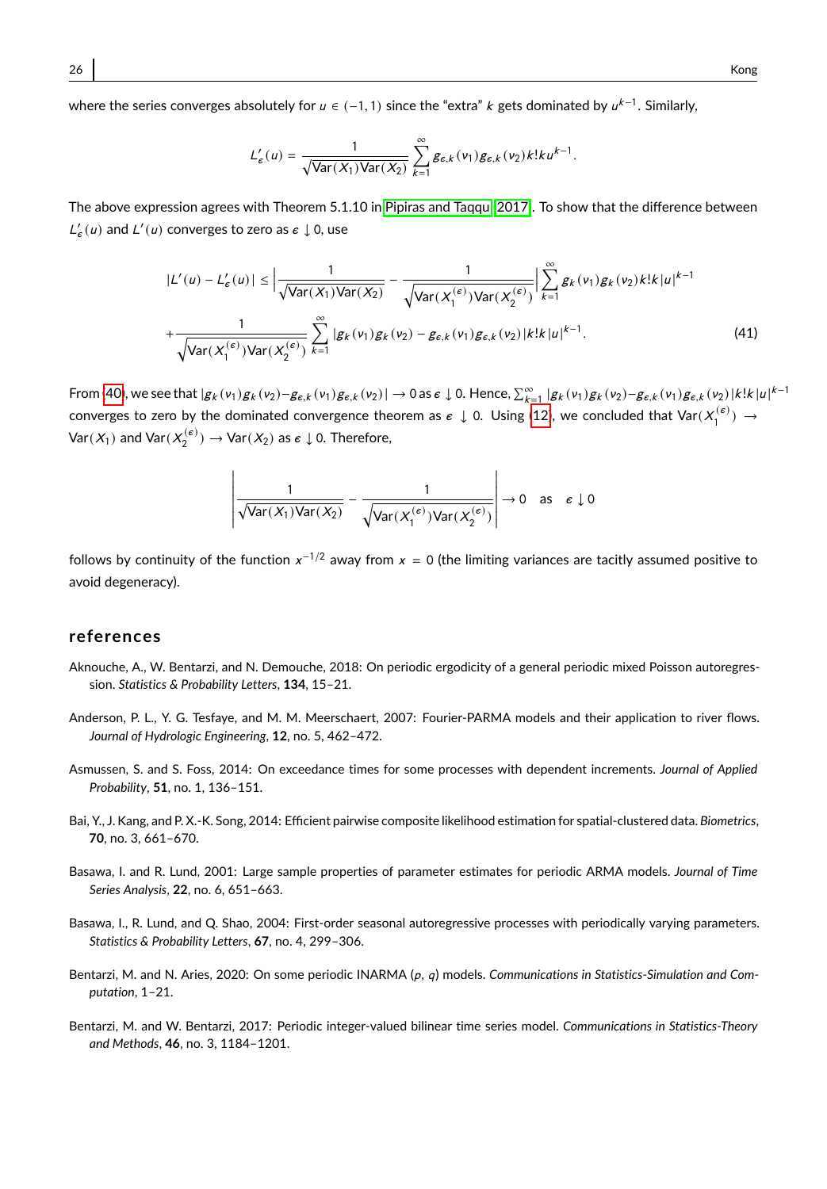where the series converges absolutely for $u \in (-1, 1)$ since the "extra" $k$ gets dominated by $u^{k-1}$. Similarly,

$$L'_\epsilon(u) = \frac{1}{\sqrt{\text{Var}(X_1)\text{Var}(X_2)}} \sum_{k=1}^{\infty} g_{\epsilon,k}(v_1) g_{\epsilon,k}(v_2) k! k u^{k-1}.$$

The above expression agrees with Theorem 5.1.10 in Pipiras and Taqqu 2017. To show that the difference between $L'_\epsilon(u)$ and $L'(u)$ converges to zero as $\epsilon \downarrow 0$, use

$$|L'(u) - L'_\epsilon(u)| \leq \left| \frac{1}{\sqrt{\text{Var}(X_1)\text{Var}(X_2)}} - \frac{1}{\sqrt{\text{Var}(X_1^{(\epsilon)})\text{Var}(X_2^{(\epsilon)})}} \right| \sum_{k=1}^{\infty} g_k(v_1) g_k(v_2) k! k |u|^{k-1}$$
$$+ \frac{1}{\sqrt{\text{Var}(X_1^{(\epsilon)})\text{Var}(X_2^{(\epsilon)})}} \sum_{k=1}^{\infty} |g_k(v_1) g_k(v_2) - g_{\epsilon,k}(v_1) g_{\epsilon,k}(v_2)| k! k |u|^{k-1}. \tag{41}$$

From (40), we see that $|g_k(v_1)g_k(v_2) - g_{\epsilon,k}(v_1)g_{\epsilon,k}(v_2)| \to 0$ as $\epsilon \downarrow 0$. Hence, $\sum_{k=1}^{\infty} |g_k(v_1)g_k(v_2) - g_{\epsilon,k}(v_1)g_{\epsilon,k}(v_2)| k! k |u|^{k-1}$ converges to zero by the dominated convergence theorem as $\epsilon \downarrow 0$. Using (12), we concluded that $\text{Var}(X_1^{(\epsilon)}) \to \text{Var}(X_1)$ and $\text{Var}(X_2^{(\epsilon)}) \to \text{Var}(X_2)$ as $\epsilon \downarrow 0$. Therefore,

$$\left| \frac{1}{\sqrt{\text{Var}(X_1)\text{Var}(X_2)}} - \frac{1}{\sqrt{\text{Var}(X_1^{(\epsilon)})\text{Var}(X_2^{(\epsilon)})}} \right| \to 0 \quad \text{as} \quad \epsilon \downarrow 0$$

follows by continuity of the function $x^{-1/2}$ away from $x = 0$ (the limiting variances are tacitly assumed positive to avoid degeneracy).

## references

Aknouche, A., W. Bentarzi, and N. Demouche, 2018: On periodic ergodicity of a general periodic mixed Poisson autoregression. *Statistics & Probability Letters*, **134**, 15–21.

Anderson, P. L., Y. G. Tesfaye, and M. M. Meerschaert, 2007: Fourier-PARMA models and their application to river flows. *Journal of Hydrologic Engineering*, **12**, no. 5, 462–472.

Asmussen, S. and S. Foss, 2014: On exceedance times for some processes with dependent increments. *Journal of Applied Probability*, **51**, no. 1, 136–151.

Bai, Y., J. Kang, and P. X.-K. Song, 2014: Efficient pairwise composite likelihood estimation for spatial-clustered data. *Biometrics*, **70**, no. 3, 661–670.

Basawa, I. and R. Lund, 2001: Large sample properties of parameter estimates for periodic ARMA models. *Journal of Time Series Analysis*, **22**, no. 6, 651–663.

Basawa, I., R. Lund, and Q. Shao, 2004: First-order seasonal autoregressive processes with periodically varying parameters. *Statistics & Probability Letters*, **67**, no. 4, 299–306.

Bentarzi, M. and N. Aries, 2020: On some periodic INARMA ($p$, $q$) models. *Communications in Statistics-Simulation and Computation*, 1–21.

Bentarzi, M. and W. Bentarzi, 2017: Periodic integer-valued bilinear time series model. *Communications in Statistics-Theory and Methods*, **46**, no. 3, 1184–1201.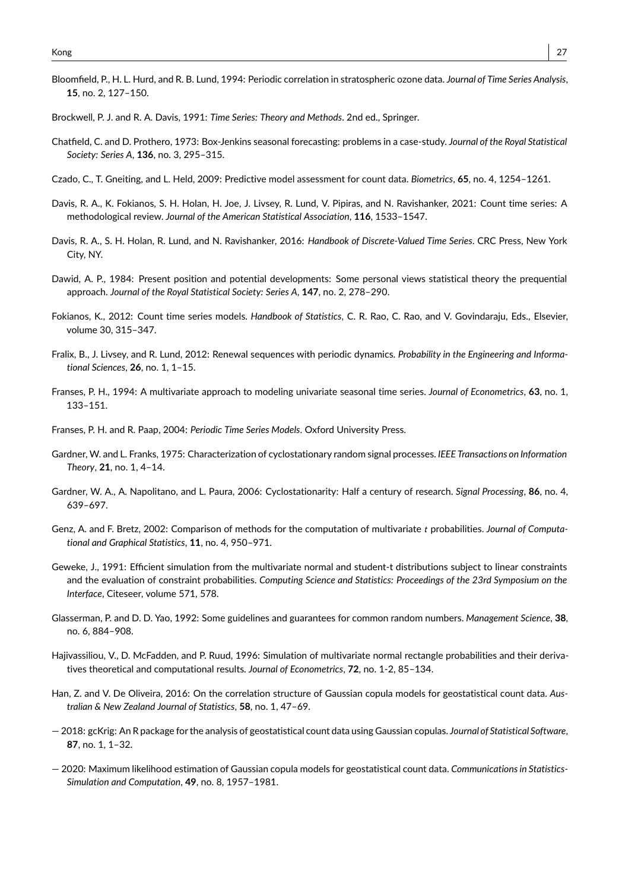Bloomfield, P., H. L. Hurd, and R. B. Lund, 1994: Periodic correlation in stratospheric ozone data. *Journal of Time Series Analysis*, **15**, no. 2, 127–150.

Brockwell, P. J. and R. A. Davis, 1991: *Time Series: Theory and Methods*. 2nd ed., Springer.

Chatfield, C. and D. Prothero, 1973: Box-Jenkins seasonal forecasting: problems in a case-study. *Journal of the Royal Statistical Society: Series A*, **136**, no. 3, 295–315.

Czado, C., T. Gneiting, and L. Held, 2009: Predictive model assessment for count data. *Biometrics*, **65**, no. 4, 1254–1261.

Davis, R. A., K. Fokianos, S. H. Holan, H. Joe, J. Livsey, R. Lund, V. Pipiras, and N. Ravishanker, 2021: Count time series: A methodological review. *Journal of the American Statistical Association*, **116**, 1533–1547.

Davis, R. A., S. H. Holan, R. Lund, and N. Ravishanker, 2016: *Handbook of Discrete-Valued Time Series*. CRC Press, New York City, NY.

Dawid, A. P., 1984: Present position and potential developments: Some personal views statistical theory the prequential approach. *Journal of the Royal Statistical Society: Series A*, **147**, no. 2, 278–290.

Fokianos, K., 2012: Count time series models. *Handbook of Statistics*, C. R. Rao, C. Rao, and V. Govindaraju, Eds., Elsevier, volume 30, 315–347.

Fralix, B., J. Livsey, and R. Lund, 2012: Renewal sequences with periodic dynamics. *Probability in the Engineering and Informational Sciences*, **26**, no. 1, 1–15.

Franses, P. H., 1994: A multivariate approach to modeling univariate seasonal time series. *Journal of Econometrics*, **63**, no. 1, 133–151.

Franses, P. H. and R. Paap, 2004: *Periodic Time Series Models*. Oxford University Press.

Gardner, W. and L. Franks, 1975: Characterization of cyclostationary random signal processes. *IEEE Transactions on Information Theory*, **21**, no. 1, 4–14.

Gardner, W. A., A. Napolitano, and L. Paura, 2006: Cyclostationarity: Half a century of research. *Signal Processing*, **86**, no. 4, 639–697.

Genz, A. and F. Bretz, 2002: Comparison of methods for the computation of multivariate $t$ probabilities. *Journal of Computational and Graphical Statistics*, **11**, no. 4, 950–971.

Geweke, J., 1991: Efficient simulation from the multivariate normal and student-t distributions subject to linear constraints and the evaluation of constraint probabilities. *Computing Science and Statistics: Proceedings of the 23rd Symposium on the Interface*, Citeseer, volume 571, 578.

Glasserman, P. and D. D. Yao, 1992: Some guidelines and guarantees for common random numbers. *Management Science*, **38**, no. 6, 884–908.

Hajivassiliou, V., D. McFadden, and P. Ruud, 1996: Simulation of multivariate normal rectangle probabilities and their derivatives theoretical and computational results. *Journal of Econometrics*, **72**, no. 1-2, 85–134.

Han, Z. and V. De Oliveira, 2016: On the correlation structure of Gaussian copula models for geostatistical count data. *Australian & New Zealand Journal of Statistics*, **58**, no. 1, 47–69.

— 2018: gcKrig: An R package for the analysis of geostatistical count data using Gaussian copulas. *Journal of Statistical Software*, **87**, no. 1, 1–32.

— 2020: Maximum likelihood estimation of Gaussian copula models for geostatistical count data. *Communications in Statistics-Simulation and Computation*, **49**, no. 8, 1957–1981.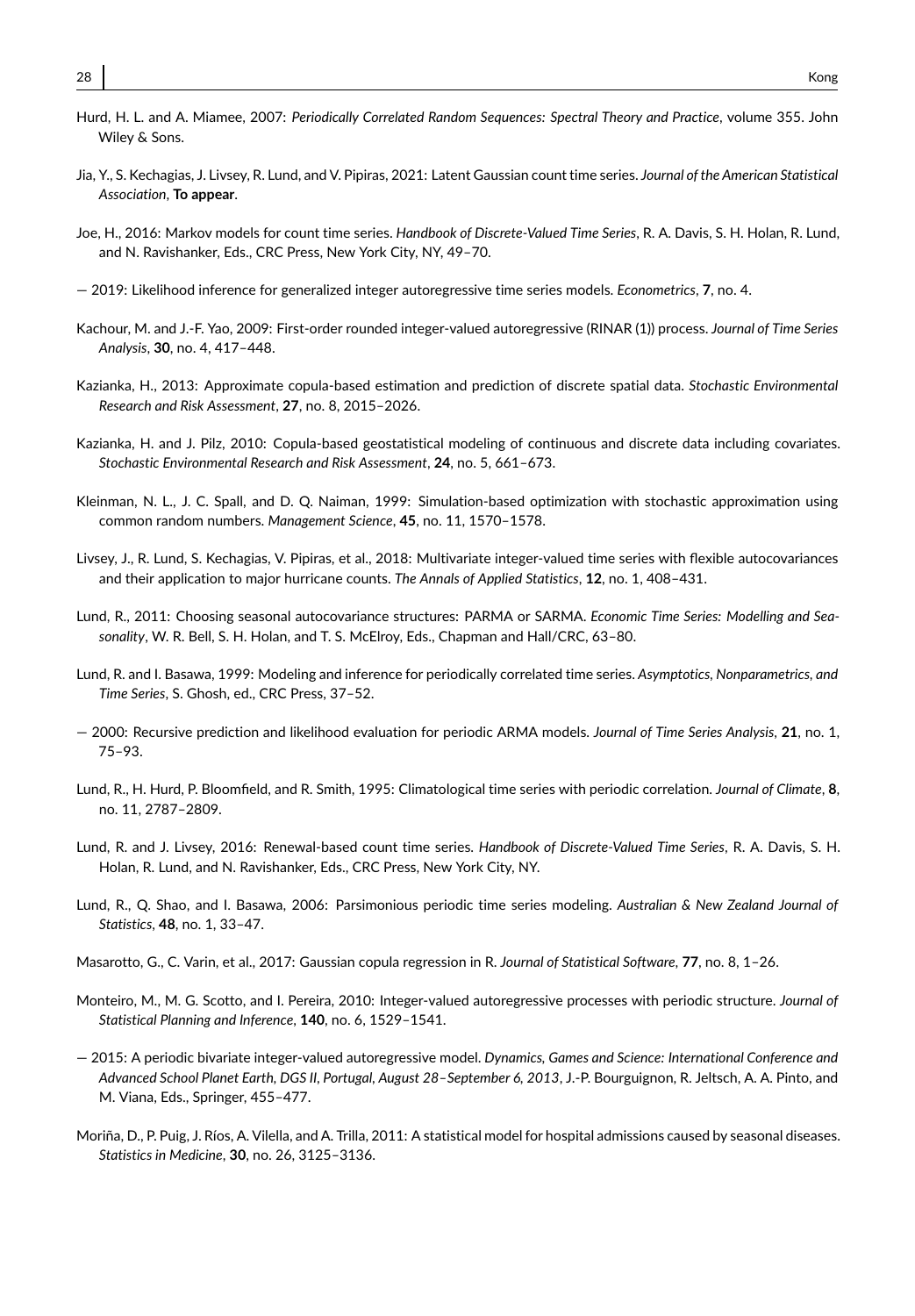Hurd, H. L. and A. Miamee, 2007: *Periodically Correlated Random Sequences: Spectral Theory and Practice*, volume 355. John Wiley & Sons.

Jia, Y., S. Kechagias, J. Livsey, R. Lund, and V. Pipiras, 2021: Latent Gaussian count time series. *Journal of the American Statistical Association*, **To appear**.

Joe, H., 2016: Markov models for count time series. *Handbook of Discrete-Valued Time Series*, R. A. Davis, S. H. Holan, R. Lund, and N. Ravishanker, Eds., CRC Press, New York City, NY, 49–70.

— 2019: Likelihood inference for generalized integer autoregressive time series models. *Econometrics*, **7**, no. 4.

Kachour, M. and J.-F. Yao, 2009: First-order rounded integer-valued autoregressive (RINAR (1)) process. *Journal of Time Series Analysis*, **30**, no. 4, 417–448.

Kazianka, H., 2013: Approximate copula-based estimation and prediction of discrete spatial data. *Stochastic Environmental Research and Risk Assessment*, **27**, no. 8, 2015–2026.

Kazianka, H. and J. Pilz, 2010: Copula-based geostatistical modeling of continuous and discrete data including covariates. *Stochastic Environmental Research and Risk Assessment*, **24**, no. 5, 661–673.

Kleinman, N. L., J. C. Spall, and D. Q. Naiman, 1999: Simulation-based optimization with stochastic approximation using common random numbers. *Management Science*, **45**, no. 11, 1570–1578.

Livsey, J., R. Lund, S. Kechagias, V. Pipiras, et al., 2018: Multivariate integer-valued time series with flexible autocovariances and their application to major hurricane counts. *The Annals of Applied Statistics*, **12**, no. 1, 408–431.

Lund, R., 2011: Choosing seasonal autocovariance structures: PARMA or SARMA. *Economic Time Series: Modelling and Seasonality*, W. R. Bell, S. H. Holan, and T. S. McElroy, Eds., Chapman and Hall/CRC, 63–80.

Lund, R. and I. Basawa, 1999: Modeling and inference for periodically correlated time series. *Asymptotics, Nonparametrics, and Time Series*, S. Ghosh, ed., CRC Press, 37–52.

— 2000: Recursive prediction and likelihood evaluation for periodic ARMA models. *Journal of Time Series Analysis*, **21**, no. 1, 75–93.

Lund, R., H. Hurd, P. Bloomfield, and R. Smith, 1995: Climatological time series with periodic correlation. *Journal of Climate*, **8**, no. 11, 2787–2809.

Lund, R. and J. Livsey, 2016: Renewal-based count time series. *Handbook of Discrete-Valued Time Series*, R. A. Davis, S. H. Holan, R. Lund, and N. Ravishanker, Eds., CRC Press, New York City, NY.

Lund, R., Q. Shao, and I. Basawa, 2006: Parsimonious periodic time series modeling. *Australian & New Zealand Journal of Statistics*, **48**, no. 1, 33–47.

Masarotto, G., C. Varin, et al., 2017: Gaussian copula regression in R. *Journal of Statistical Software*, **77**, no. 8, 1–26.

Monteiro, M., M. G. Scotto, and I. Pereira, 2010: Integer-valued autoregressive processes with periodic structure. *Journal of Statistical Planning and Inference*, **140**, no. 6, 1529–1541.

— 2015: A periodic bivariate integer-valued autoregressive model. *Dynamics, Games and Science: International Conference and Advanced School Planet Earth, DGS II, Portugal, August 28–September 6, 2013*, J.-P. Bourguignon, R. Jeltsch, A. A. Pinto, and M. Viana, Eds., Springer, 455–477.

Moriña, D., P. Puig, J. Ríos, A. Vilella, and A. Trilla, 2011: A statistical model for hospital admissions caused by seasonal diseases. *Statistics in Medicine*, **30**, no. 26, 3125–3136.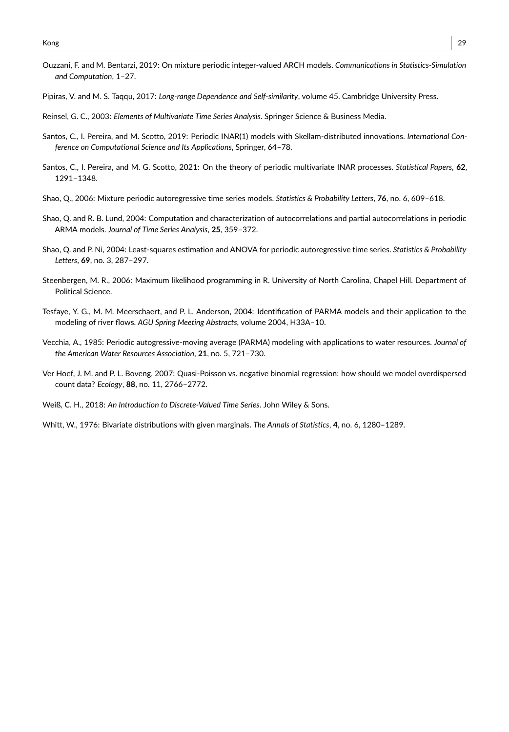Ouzzani, F. and M. Bentarzi, 2019: On mixture periodic integer-valued ARCH models. *Communications in Statistics-Simulation and Computation*, 1–27.

Pipiras, V. and M. S. Taqqu, 2017: *Long-range Dependence and Self-similarity*, volume 45. Cambridge University Press.

Reinsel, G. C., 2003: *Elements of Multivariate Time Series Analysis*. Springer Science & Business Media.

Santos, C., I. Pereira, and M. Scotto, 2019: Periodic INAR(1) models with Skellam-distributed innovations. *International Conference on Computational Science and Its Applications*, Springer, 64–78.

Santos, C., I. Pereira, and M. G. Scotto, 2021: On the theory of periodic multivariate INAR processes. *Statistical Papers*, **62**, 1291–1348.

Shao, Q., 2006: Mixture periodic autoregressive time series models. *Statistics & Probability Letters*, **76**, no. 6, 609–618.

Shao, Q. and R. B. Lund, 2004: Computation and characterization of autocorrelations and partial autocorrelations in periodic ARMA models. *Journal of Time Series Analysis*, **25**, 359–372.

Shao, Q. and P. Ni, 2004: Least-squares estimation and ANOVA for periodic autoregressive time series. *Statistics & Probability Letters*, **69**, no. 3, 287–297.

Steenbergen, M. R., 2006: Maximum likelihood programming in R. University of North Carolina, Chapel Hill. Department of Political Science.

Tesfaye, Y. G., M. M. Meerschaert, and P. L. Anderson, 2004: Identification of PARMA models and their application to the modeling of river flows. *AGU Spring Meeting Abstracts*, volume 2004, H33A–10.

Vecchia, A., 1985: Periodic autogressive-moving average (PARMA) modeling with applications to water resources. *Journal of the American Water Resources Association*, **21**, no. 5, 721–730.

Ver Hoef, J. M. and P. L. Boveng, 2007: Quasi-Poisson vs. negative binomial regression: how should we model overdispersed count data? *Ecology*, **88**, no. 11, 2766–2772.

Weiß, C. H., 2018: *An Introduction to Discrete-Valued Time Series*. John Wiley & Sons.

Whitt, W., 1976: Bivariate distributions with given marginals. *The Annals of Statistics*, **4**, no. 6, 1280–1289.